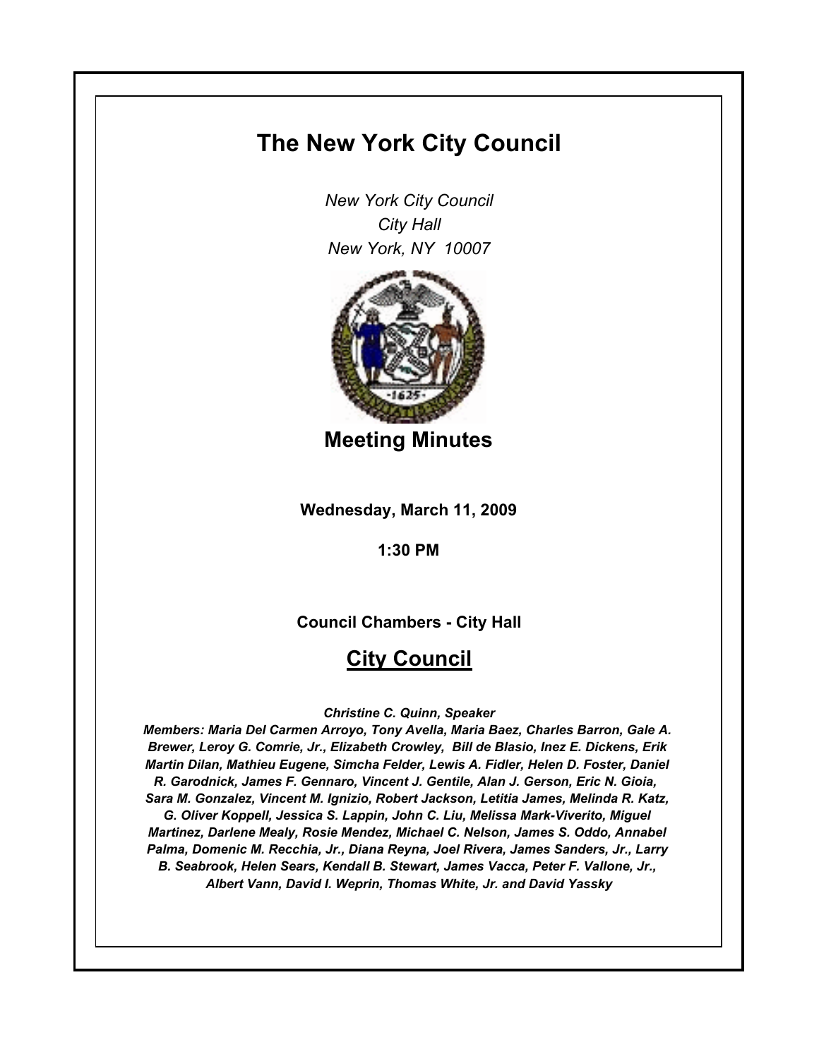# The New York City Council

*New York City Council*
*City Hall*
*New York, NY 10007*

## Meeting Minutes

**Wednesday, March 11, 2009**

**1:30 PM**

**Council Chambers - City Hall**

## City Council

***Christine C. Quinn, Speaker***

***Members: Maria Del Carmen Arroyo, Tony Avella, Maria Baez, Charles Barron, Gale A. Brewer, Leroy G. Comrie, Jr., Elizabeth Crowley, Bill de Blasio, Inez E. Dickens, Erik Martin Dilan, Mathieu Eugene, Simcha Felder, Lewis A. Fidler, Helen D. Foster, Daniel R. Garodnick, James F. Gennaro, Vincent J. Gentile, Alan J. Gerson, Eric N. Gioia, Sara M. Gonzalez, Vincent M. Ignizio, Robert Jackson, Letitia James, Melinda R. Katz, G. Oliver Koppell, Jessica S. Lappin, John C. Liu, Melissa Mark-Viverito, Miguel Martinez, Darlene Mealy, Rosie Mendez, Michael C. Nelson, James S. Oddo, Annabel Palma, Domenic M. Recchia, Jr., Diana Reyna, Joel Rivera, James Sanders, Jr., Larry B. Seabrook, Helen Sears, Kendall B. Stewart, James Vacca, Peter F. Vallone, Jr., Albert Vann, David I. Weprin, Thomas White, Jr. and David Yassky***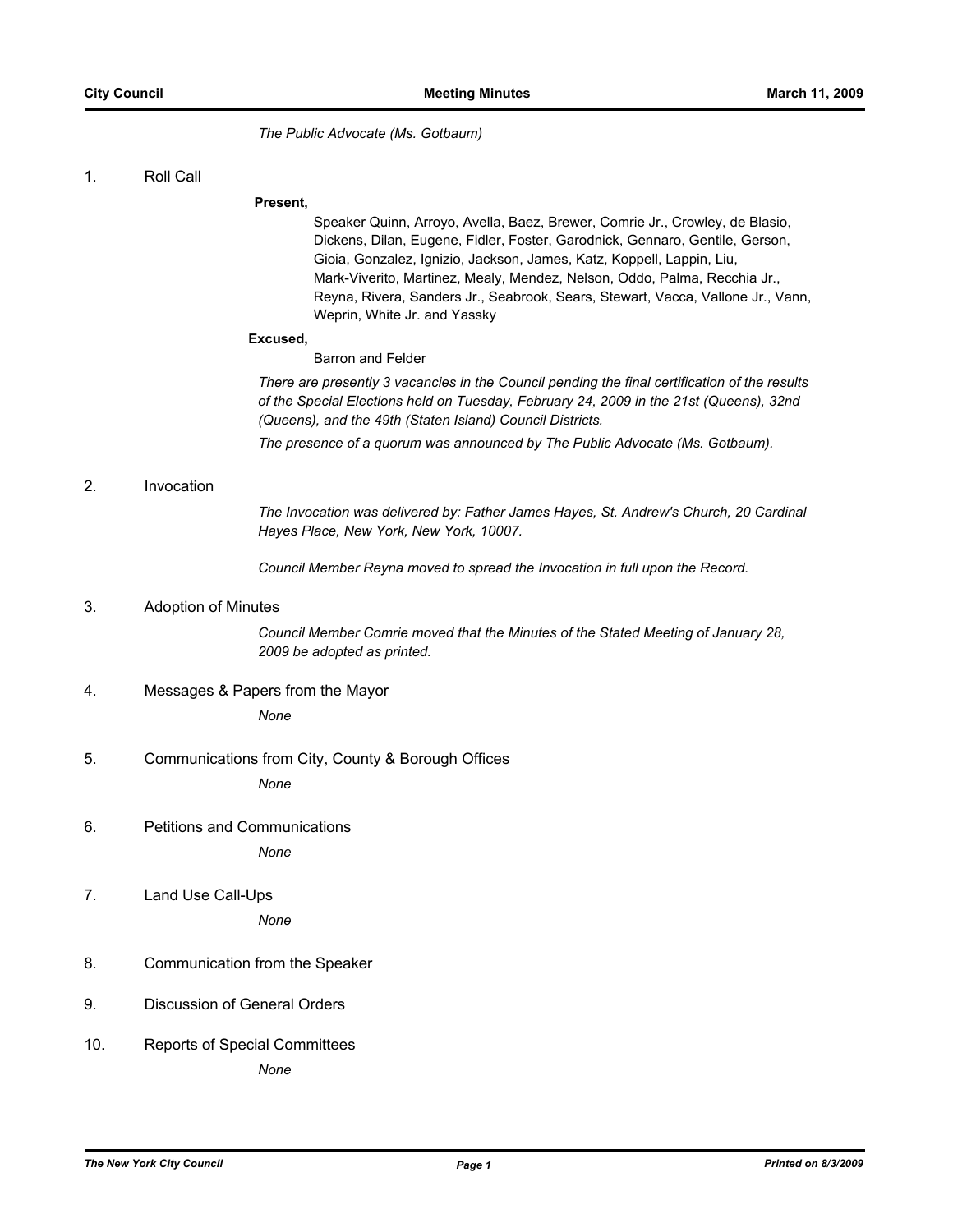*The Public Advocate (Ms. Gotbaum)*

1. Roll Call

**Present,**

Speaker Quinn, Arroyo, Avella, Baez, Brewer, Comrie Jr., Crowley, de Blasio, Dickens, Dilan, Eugene, Fidler, Foster, Garodnick, Gennaro, Gentile, Gerson, Gioia, Gonzalez, Ignizio, Jackson, James, Katz, Koppell, Lappin, Liu, Mark-Viverito, Martinez, Mealy, Mendez, Nelson, Oddo, Palma, Recchia Jr., Reyna, Rivera, Sanders Jr., Seabrook, Sears, Stewart, Vacca, Vallone Jr., Vann, Weprin, White Jr. and Yassky

**Excused,**

Barron and Felder

*There are presently 3 vacancies in the Council pending the final certification of the results of the Special Elections held on Tuesday, February 24, 2009 in the 21st (Queens), 32nd (Queens), and the 49th (Staten Island) Council Districts.*

*The presence of a quorum was announced by The Public Advocate (Ms. Gotbaum).*

2. Invocation

*The Invocation was delivered by: Father James Hayes, St. Andrew's Church, 20 Cardinal Hayes Place, New York, New York, 10007.*

*Council Member Reyna moved to spread the Invocation in full upon the Record.*

3. Adoption of Minutes

*Council Member Comrie moved that the Minutes of the Stated Meeting of January 28, 2009 be adopted as printed.*

4. Messages & Papers from the Mayor

*None*

5. Communications from City, County & Borough Offices

*None*

6. Petitions and Communications

*None*

7. Land Use Call-Ups

*None*

8. Communication from the Speaker

9. Discussion of General Orders

10. Reports of Special Committees

*None*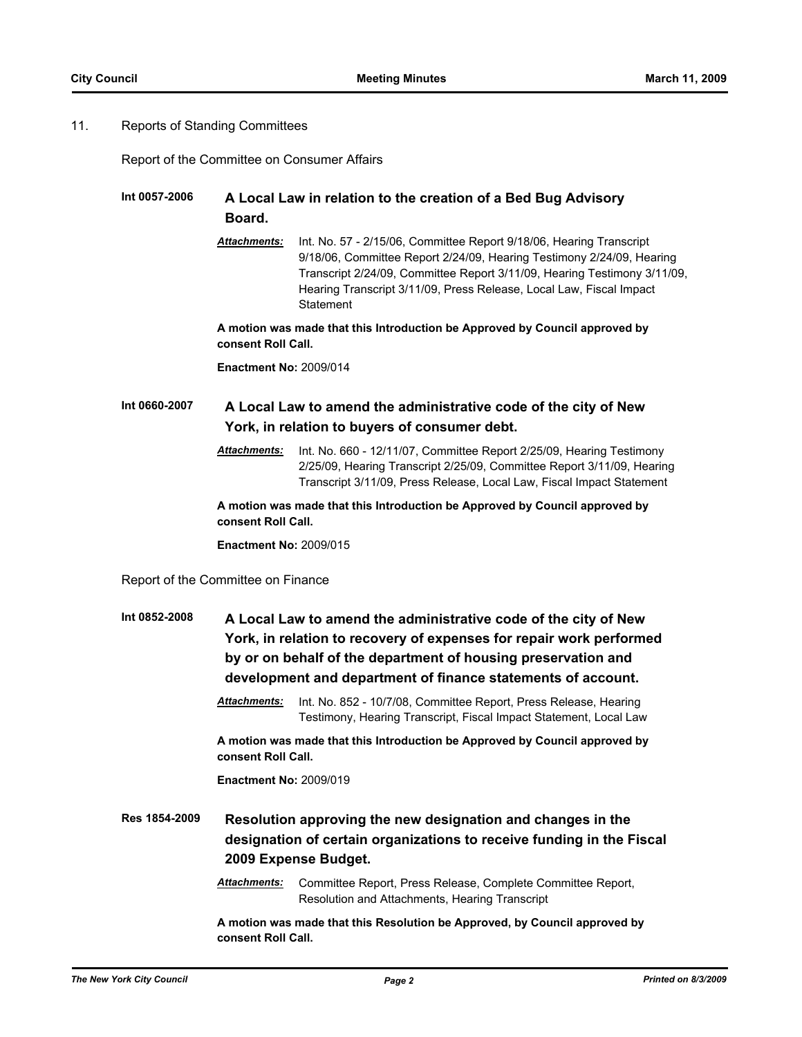11. Reports of Standing Committees

Report of the Committee on Consumer Affairs

**Int 0057-2006** **A Local Law in relation to the creation of a Bed Bug Advisory Board.**

***Attachments:*** Int. No. 57 - 2/15/06, Committee Report 9/18/06, Hearing Transcript 9/18/06, Committee Report 2/24/09, Hearing Testimony 2/24/09, Hearing Transcript 2/24/09, Committee Report 3/11/09, Hearing Testimony 3/11/09, Hearing Transcript 3/11/09, Press Release, Local Law, Fiscal Impact Statement

**A motion was made that this Introduction be Approved by Council approved by consent Roll Call.**

**Enactment No:** 2009/014

**Int 0660-2007** **A Local Law to amend the administrative code of the city of New York, in relation to buyers of consumer debt.**

***Attachments:*** Int. No. 660 - 12/11/07, Committee Report 2/25/09, Hearing Testimony 2/25/09, Hearing Transcript 2/25/09, Committee Report 3/11/09, Hearing Transcript 3/11/09, Press Release, Local Law, Fiscal Impact Statement

**A motion was made that this Introduction be Approved by Council approved by consent Roll Call.**

**Enactment No:** 2009/015

Report of the Committee on Finance

**Int 0852-2008** **A Local Law to amend the administrative code of the city of New York, in relation to recovery of expenses for repair work performed by or on behalf of the department of housing preservation and development and department of finance statements of account.**

***Attachments:*** Int. No. 852 - 10/7/08, Committee Report, Press Release, Hearing Testimony, Hearing Transcript, Fiscal Impact Statement, Local Law

**A motion was made that this Introduction be Approved by Council approved by consent Roll Call.**

**Enactment No:** 2009/019

**Res 1854-2009** **Resolution approving the new designation and changes in the designation of certain organizations to receive funding in the Fiscal 2009 Expense Budget.**

***Attachments:*** Committee Report, Press Release, Complete Committee Report, Resolution and Attachments, Hearing Transcript

**A motion was made that this Resolution be Approved, by Council approved by consent Roll Call.**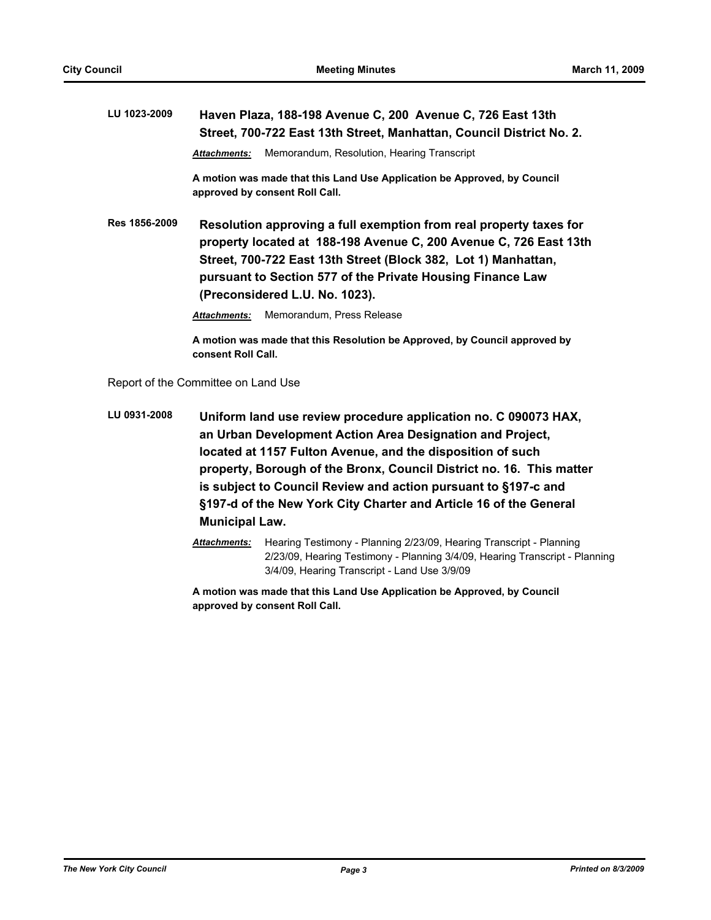**LU 1023-2009** **Haven Plaza, 188-198 Avenue C, 200 Avenue C, 726 East 13th Street, 700-722 East 13th Street, Manhattan, Council District No. 2.**

***Attachments:*** Memorandum, Resolution, Hearing Transcript

**A motion was made that this Land Use Application be Approved, by Council approved by consent Roll Call.**

**Res 1856-2009** **Resolution approving a full exemption from real property taxes for property located at 188-198 Avenue C, 200 Avenue C, 726 East 13th Street, 700-722 East 13th Street (Block 382, Lot 1) Manhattan, pursuant to Section 577 of the Private Housing Finance Law (Preconsidered L.U. No. 1023).**

***Attachments:*** Memorandum, Press Release

**A motion was made that this Resolution be Approved, by Council approved by consent Roll Call.**

Report of the Committee on Land Use

**LU 0931-2008** **Uniform land use review procedure application no. C 090073 HAX, an Urban Development Action Area Designation and Project, located at 1157 Fulton Avenue, and the disposition of such property, Borough of the Bronx, Council District no. 16. This matter is subject to Council Review and action pursuant to §197-c and §197-d of the New York City Charter and Article 16 of the General Municipal Law.**

***Attachments:*** Hearing Testimony - Planning 2/23/09, Hearing Transcript - Planning 2/23/09, Hearing Testimony - Planning 3/4/09, Hearing Transcript - Planning 3/4/09, Hearing Transcript - Land Use 3/9/09

**A motion was made that this Land Use Application be Approved, by Council approved by consent Roll Call.**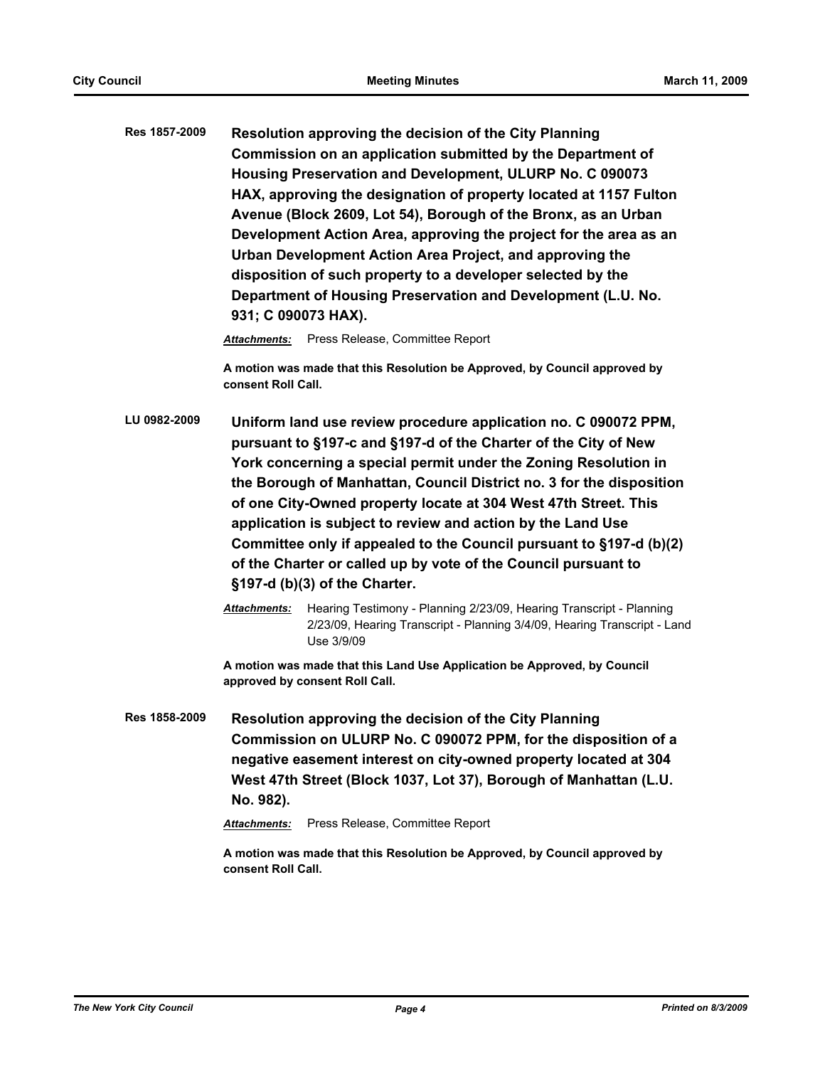**Res 1857-2009** **Resolution approving the decision of the City Planning Commission on an application submitted by the Department of Housing Preservation and Development, ULURP No. C 090073 HAX, approving the designation of property located at 1157 Fulton Avenue (Block 2609, Lot 54), Borough of the Bronx, as an Urban Development Action Area, approving the project for the area as an Urban Development Action Area Project, and approving the disposition of such property to a developer selected by the Department of Housing Preservation and Development (L.U. No. 931; C 090073 HAX).**

***Attachments:*** Press Release, Committee Report

**A motion was made that this Resolution be Approved, by Council approved by consent Roll Call.**

**LU 0982-2009** **Uniform land use review procedure application no. C 090072 PPM, pursuant to §197-c and §197-d of the Charter of the City of New York concerning a special permit under the Zoning Resolution in the Borough of Manhattan, Council District no. 3 for the disposition of one City-Owned property locate at 304 West 47th Street. This application is subject to review and action by the Land Use Committee only if appealed to the Council pursuant to §197-d (b)(2) of the Charter or called up by vote of the Council pursuant to §197-d (b)(3) of the Charter.**

***Attachments:*** Hearing Testimony - Planning 2/23/09, Hearing Transcript - Planning 2/23/09, Hearing Transcript - Planning 3/4/09, Hearing Transcript - Land Use 3/9/09

**A motion was made that this Land Use Application be Approved, by Council approved by consent Roll Call.**

**Res 1858-2009** **Resolution approving the decision of the City Planning Commission on ULURP No. C 090072 PPM, for the disposition of a negative easement interest on city-owned property located at 304 West 47th Street (Block 1037, Lot 37), Borough of Manhattan (L.U. No. 982).**

***Attachments:*** Press Release, Committee Report

**A motion was made that this Resolution be Approved, by Council approved by consent Roll Call.**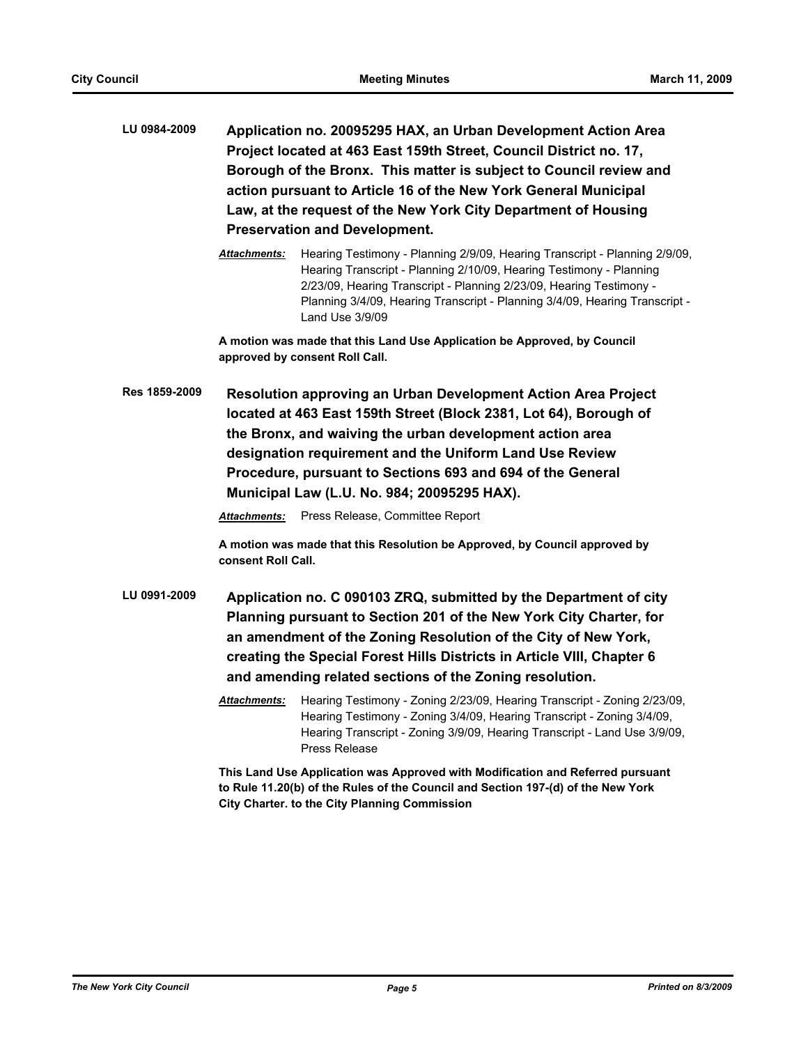**LU 0984-2009** **Application no. 20095295 HAX, an Urban Development Action Area Project located at 463 East 159th Street, Council District no. 17, Borough of the Bronx. This matter is subject to Council review and action pursuant to Article 16 of the New York General Municipal Law, at the request of the New York City Department of Housing Preservation and Development.**

***Attachments:*** Hearing Testimony - Planning 2/9/09, Hearing Transcript - Planning 2/9/09, Hearing Transcript - Planning 2/10/09, Hearing Testimony - Planning 2/23/09, Hearing Transcript - Planning 2/23/09, Hearing Testimony - Planning 3/4/09, Hearing Transcript - Planning 3/4/09, Hearing Transcript - Land Use 3/9/09

**A motion was made that this Land Use Application be Approved, by Council approved by consent Roll Call.**

**Res 1859-2009** **Resolution approving an Urban Development Action Area Project located at 463 East 159th Street (Block 2381, Lot 64), Borough of the Bronx, and waiving the urban development action area designation requirement and the Uniform Land Use Review Procedure, pursuant to Sections 693 and 694 of the General Municipal Law (L.U. No. 984; 20095295 HAX).**

***Attachments:*** Press Release, Committee Report

**A motion was made that this Resolution be Approved, by Council approved by consent Roll Call.**

**LU 0991-2009** **Application no. C 090103 ZRQ, submitted by the Department of city Planning pursuant to Section 201 of the New York City Charter, for an amendment of the Zoning Resolution of the City of New York, creating the Special Forest Hills Districts in Article VIII, Chapter 6 and amending related sections of the Zoning resolution.**

***Attachments:*** Hearing Testimony - Zoning 2/23/09, Hearing Transcript - Zoning 2/23/09, Hearing Testimony - Zoning 3/4/09, Hearing Transcript - Zoning 3/4/09, Hearing Transcript - Zoning 3/9/09, Hearing Transcript - Land Use 3/9/09, Press Release

**This Land Use Application was Approved with Modification and Referred pursuant to Rule 11.20(b) of the Rules of the Council and Section 197-(d) of the New York City Charter. to the City Planning Commission**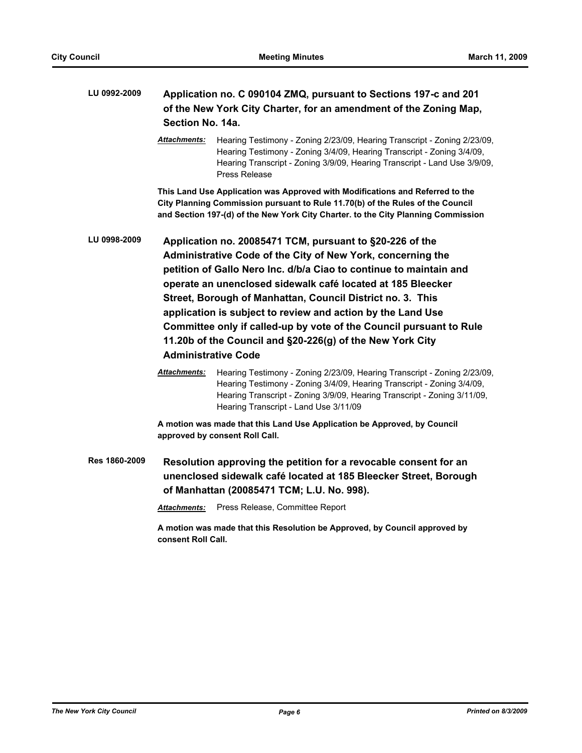**LU 0992-2009** **Application no. C 090104 ZMQ, pursuant to Sections 197-c and 201 of the New York City Charter, for an amendment of the Zoning Map, Section No. 14a.**

***Attachments:*** Hearing Testimony - Zoning 2/23/09, Hearing Transcript - Zoning 2/23/09, Hearing Testimony - Zoning 3/4/09, Hearing Transcript - Zoning 3/4/09, Hearing Transcript - Zoning 3/9/09, Hearing Transcript - Land Use 3/9/09, Press Release

**This Land Use Application was Approved with Modifications and Referred to the City Planning Commission pursuant to Rule 11.70(b) of the Rules of the Council and Section 197-(d) of the New York City Charter. to the City Planning Commission**

**LU 0998-2009** **Application no. 20085471 TCM, pursuant to §20-226 of the Administrative Code of the City of New York, concerning the petition of Gallo Nero Inc. d/b/a Ciao to continue to maintain and operate an unenclosed sidewalk café located at 185 Bleecker Street, Borough of Manhattan, Council District no. 3. This application is subject to review and action by the Land Use Committee only if called-up by vote of the Council pursuant to Rule 11.20b of the Council and §20-226(g) of the New York City Administrative Code**

***Attachments:*** Hearing Testimony - Zoning 2/23/09, Hearing Transcript - Zoning 2/23/09, Hearing Testimony - Zoning 3/4/09, Hearing Transcript - Zoning 3/4/09, Hearing Transcript - Zoning 3/9/09, Hearing Transcript - Zoning 3/11/09, Hearing Transcript - Land Use 3/11/09

**A motion was made that this Land Use Application be Approved, by Council approved by consent Roll Call.**

**Res 1860-2009** **Resolution approving the petition for a revocable consent for an unenclosed sidewalk café located at 185 Bleecker Street, Borough of Manhattan (20085471 TCM; L.U. No. 998).**

***Attachments:*** Press Release, Committee Report

**A motion was made that this Resolution be Approved, by Council approved by consent Roll Call.**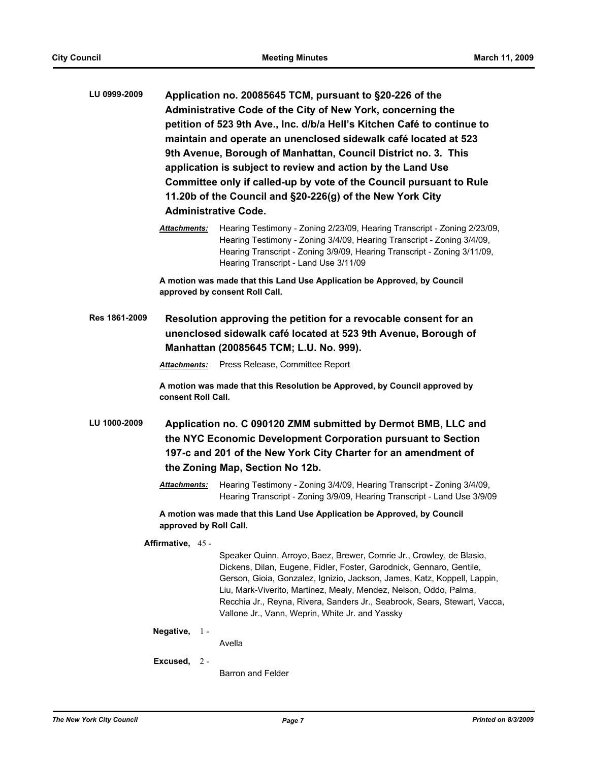**LU 0999-2009** **Application no. 20085645 TCM, pursuant to §20-226 of the Administrative Code of the City of New York, concerning the petition of 523 9th Ave., Inc. d/b/a Hell's Kitchen Café to continue to maintain and operate an unenclosed sidewalk café located at 523 9th Avenue, Borough of Manhattan, Council District no. 3. This application is subject to review and action by the Land Use Committee only if called-up by vote of the Council pursuant to Rule 11.20b of the Council and §20-226(g) of the New York City Administrative Code.**

***Attachments:*** Hearing Testimony - Zoning 2/23/09, Hearing Transcript - Zoning 2/23/09, Hearing Testimony - Zoning 3/4/09, Hearing Transcript - Zoning 3/4/09, Hearing Transcript - Zoning 3/9/09, Hearing Transcript - Zoning 3/11/09, Hearing Transcript - Land Use 3/11/09

**A motion was made that this Land Use Application be Approved, by Council approved by consent Roll Call.**

**Res 1861-2009** **Resolution approving the petition for a revocable consent for an unenclosed sidewalk café located at 523 9th Avenue, Borough of Manhattan (20085645 TCM; L.U. No. 999).**

***Attachments:*** Press Release, Committee Report

**A motion was made that this Resolution be Approved, by Council approved by consent Roll Call.**

**LU 1000-2009** **Application no. C 090120 ZMM submitted by Dermot BMB, LLC and the NYC Economic Development Corporation pursuant to Section 197-c and 201 of the New York City Charter for an amendment of the Zoning Map, Section No 12b.**

***Attachments:*** Hearing Testimony - Zoning 3/4/09, Hearing Transcript - Zoning 3/4/09, Hearing Transcript - Zoning 3/9/09, Hearing Transcript - Land Use 3/9/09

**A motion was made that this Land Use Application be Approved, by Council approved by Roll Call.**

**Affirmative,** 45 - Speaker Quinn, Arroyo, Baez, Brewer, Comrie Jr., Crowley, de Blasio, Dickens, Dilan, Eugene, Fidler, Foster, Garodnick, Gennaro, Gentile, Gerson, Gioia, Gonzalez, Ignizio, Jackson, James, Katz, Koppell, Lappin, Liu, Mark-Viverito, Martinez, Mealy, Mendez, Nelson, Oddo, Palma, Recchia Jr., Reyna, Rivera, Sanders Jr., Seabrook, Sears, Stewart, Vacca, Vallone Jr., Vann, Weprin, White Jr. and Yassky

**Negative,** 1 - Avella

**Excused,** 2 - Barron and Felder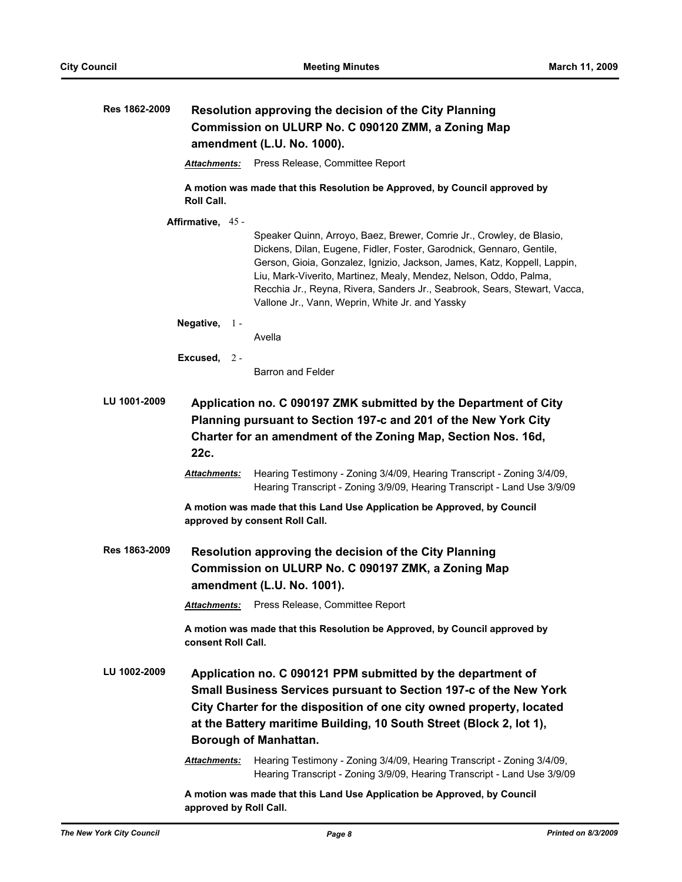**Res 1862-2009** **Resolution approving the decision of the City Planning Commission on ULURP No. C 090120 ZMM, a Zoning Map amendment (L.U. No. 1000).**

***Attachments:*** Press Release, Committee Report

**A motion was made that this Resolution be Approved, by Council approved by Roll Call.**

**Affirmative,** 45 - Speaker Quinn, Arroyo, Baez, Brewer, Comrie Jr., Crowley, de Blasio, Dickens, Dilan, Eugene, Fidler, Foster, Garodnick, Gennaro, Gentile, Gerson, Gioia, Gonzalez, Ignizio, Jackson, James, Katz, Koppell, Lappin, Liu, Mark-Viverito, Martinez, Mealy, Mendez, Nelson, Oddo, Palma, Recchia Jr., Reyna, Rivera, Sanders Jr., Seabrook, Sears, Stewart, Vacca, Vallone Jr., Vann, Weprin, White Jr. and Yassky

**Negative,** 1 - Avella

**Excused,** 2 - Barron and Felder

**LU 1001-2009** **Application no. C 090197 ZMK submitted by the Department of City Planning pursuant to Section 197-c and 201 of the New York City Charter for an amendment of the Zoning Map, Section Nos. 16d, 22c.**

***Attachments:*** Hearing Testimony - Zoning 3/4/09, Hearing Transcript - Zoning 3/4/09, Hearing Transcript - Zoning 3/9/09, Hearing Transcript - Land Use 3/9/09

**A motion was made that this Land Use Application be Approved, by Council approved by consent Roll Call.**

**Res 1863-2009** **Resolution approving the decision of the City Planning Commission on ULURP No. C 090197 ZMK, a Zoning Map amendment (L.U. No. 1001).**

***Attachments:*** Press Release, Committee Report

**A motion was made that this Resolution be Approved, by Council approved by consent Roll Call.**

**LU 1002-2009** **Application no. C 090121 PPM submitted by the department of Small Business Services pursuant to Section 197-c of the New York City Charter for the disposition of one city owned property, located at the Battery maritime Building, 10 South Street (Block 2, lot 1), Borough of Manhattan.**

***Attachments:*** Hearing Testimony - Zoning 3/4/09, Hearing Transcript - Zoning 3/4/09, Hearing Transcript - Zoning 3/9/09, Hearing Transcript - Land Use 3/9/09

**A motion was made that this Land Use Application be Approved, by Council approved by Roll Call.**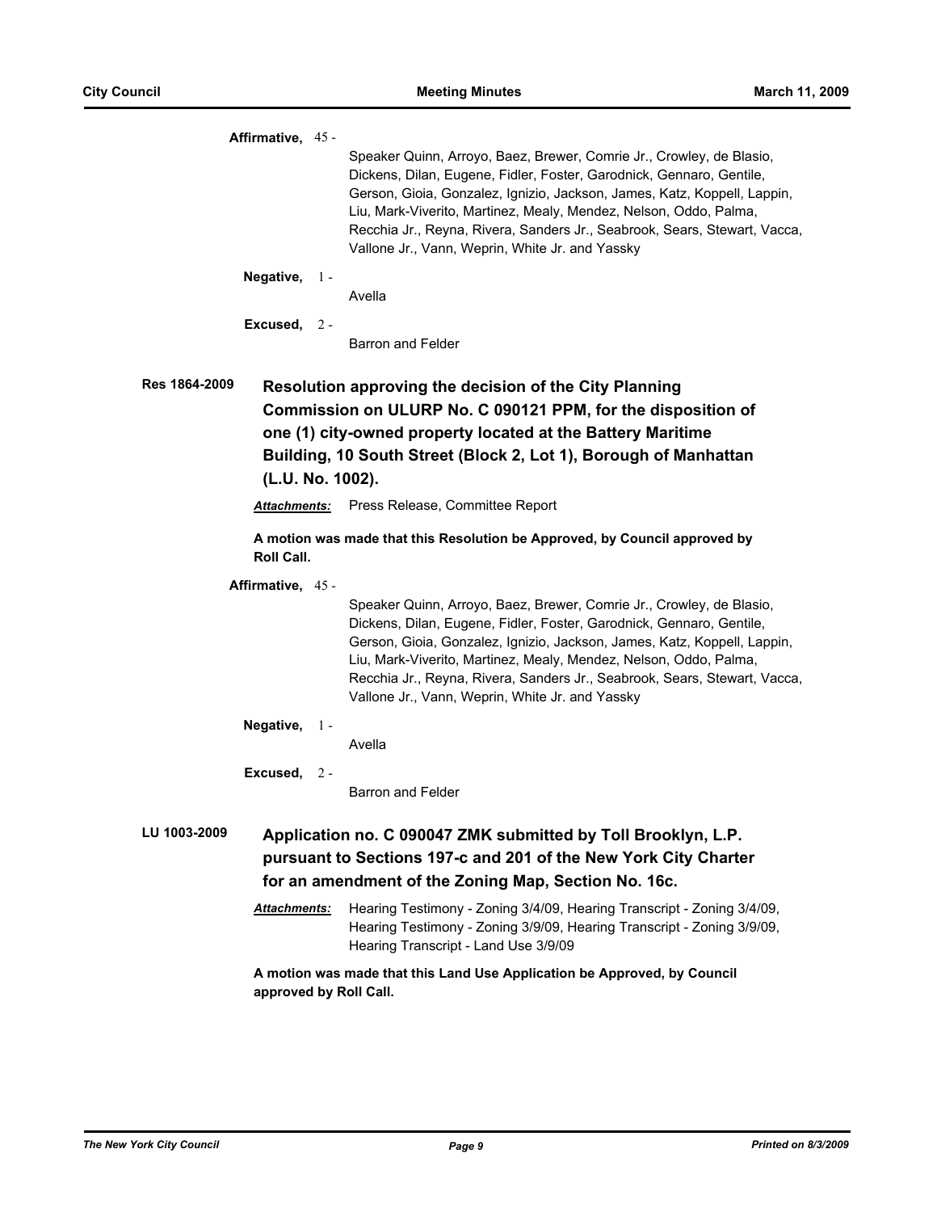**Affirmative,** 45 -

Speaker Quinn, Arroyo, Baez, Brewer, Comrie Jr., Crowley, de Blasio, Dickens, Dilan, Eugene, Fidler, Foster, Garodnick, Gennaro, Gentile, Gerson, Gioia, Gonzalez, Ignizio, Jackson, James, Katz, Koppell, Lappin, Liu, Mark-Viverito, Martinez, Mealy, Mendez, Nelson, Oddo, Palma, Recchia Jr., Reyna, Rivera, Sanders Jr., Seabrook, Sears, Stewart, Vacca, Vallone Jr., Vann, Weprin, White Jr. and Yassky

**Negative,** 1 -

Avella

**Excused,** 2 -

Barron and Felder

## Res 1864-2009 Resolution approving the decision of the City Planning Commission on ULURP No. C 090121 PPM, for the disposition of one (1) city-owned property located at the Battery Maritime Building, 10 South Street (Block 2, Lot 1), Borough of Manhattan (L.U. No. 1002).

***Attachments:*** Press Release, Committee Report

**A motion was made that this Resolution be Approved, by Council approved by Roll Call.**

**Affirmative,** 45 -

Speaker Quinn, Arroyo, Baez, Brewer, Comrie Jr., Crowley, de Blasio, Dickens, Dilan, Eugene, Fidler, Foster, Garodnick, Gennaro, Gentile, Gerson, Gioia, Gonzalez, Ignizio, Jackson, James, Katz, Koppell, Lappin, Liu, Mark-Viverito, Martinez, Mealy, Mendez, Nelson, Oddo, Palma, Recchia Jr., Reyna, Rivera, Sanders Jr., Seabrook, Sears, Stewart, Vacca, Vallone Jr., Vann, Weprin, White Jr. and Yassky

**Negative,** 1 -

Avella

**Excused,** 2 -

Barron and Felder

## LU 1003-2009 Application no. C 090047 ZMK submitted by Toll Brooklyn, L.P. pursuant to Sections 197-c and 201 of the New York City Charter for an amendment of the Zoning Map, Section No. 16c.

***Attachments:*** Hearing Testimony - Zoning 3/4/09, Hearing Transcript - Zoning 3/4/09, Hearing Testimony - Zoning 3/9/09, Hearing Transcript - Zoning 3/9/09, Hearing Transcript - Land Use 3/9/09

**A motion was made that this Land Use Application be Approved, by Council approved by Roll Call.**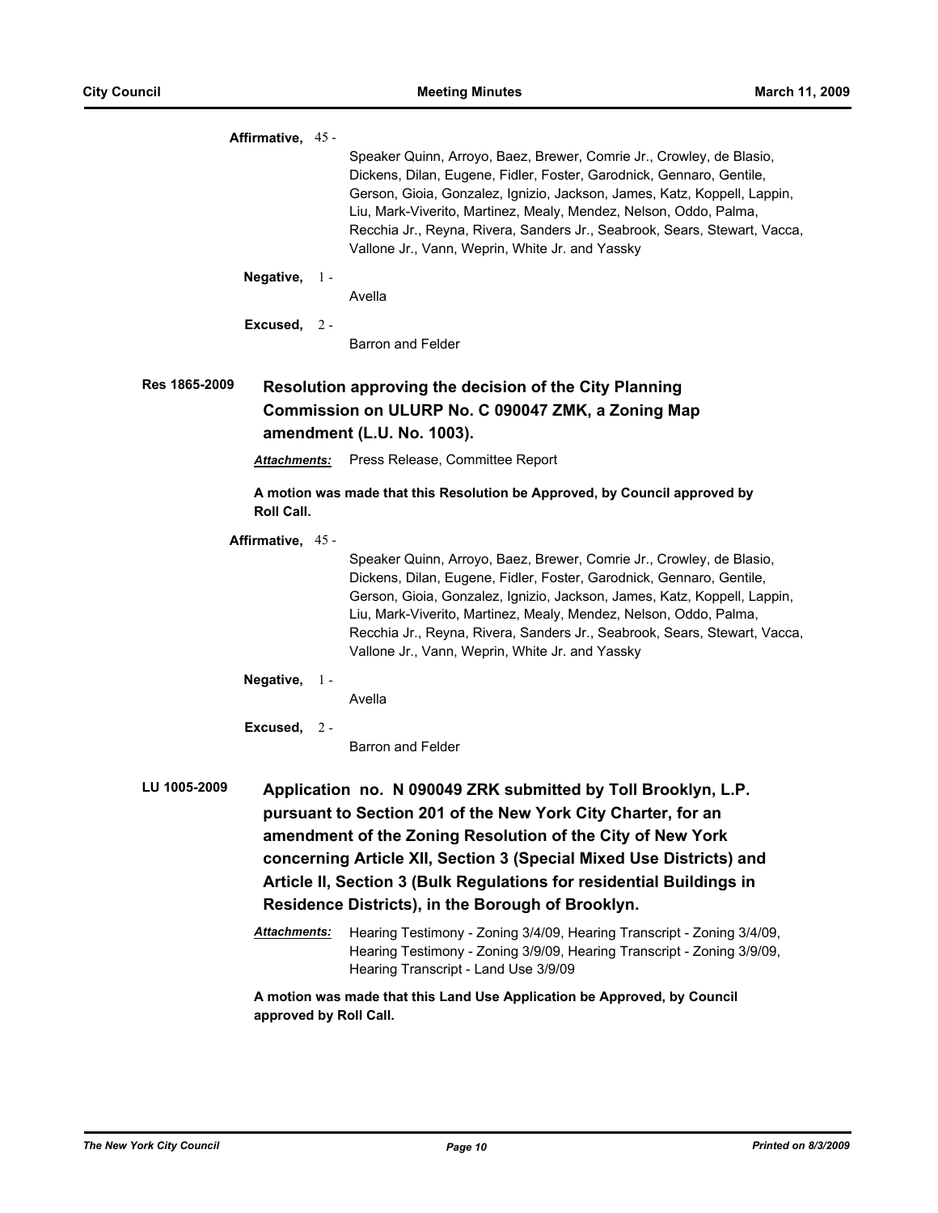**Affirmative,** 45 -

Speaker Quinn, Arroyo, Baez, Brewer, Comrie Jr., Crowley, de Blasio, Dickens, Dilan, Eugene, Fidler, Foster, Garodnick, Gennaro, Gentile, Gerson, Gioia, Gonzalez, Ignizio, Jackson, James, Katz, Koppell, Lappin, Liu, Mark-Viverito, Martinez, Mealy, Mendez, Nelson, Oddo, Palma, Recchia Jr., Reyna, Rivera, Sanders Jr., Seabrook, Sears, Stewart, Vacca, Vallone Jr., Vann, Weprin, White Jr. and Yassky

**Negative,** 1 -

Avella

**Excused,** 2 -

Barron and Felder

**Res 1865-2009** **Resolution approving the decision of the City Planning Commission on ULURP No. C 090047 ZMK, a Zoning Map amendment (L.U. No. 1003).**

***Attachments:*** Press Release, Committee Report

**A motion was made that this Resolution be Approved, by Council approved by Roll Call.**

**Affirmative,** 45 -

Speaker Quinn, Arroyo, Baez, Brewer, Comrie Jr., Crowley, de Blasio, Dickens, Dilan, Eugene, Fidler, Foster, Garodnick, Gennaro, Gentile, Gerson, Gioia, Gonzalez, Ignizio, Jackson, James, Katz, Koppell, Lappin, Liu, Mark-Viverito, Martinez, Mealy, Mendez, Nelson, Oddo, Palma, Recchia Jr., Reyna, Rivera, Sanders Jr., Seabrook, Sears, Stewart, Vacca, Vallone Jr., Vann, Weprin, White Jr. and Yassky

**Negative,** 1 -

Avella

**Excused,** 2 -

Barron and Felder

**LU 1005-2009** **Application no. N 090049 ZRK submitted by Toll Brooklyn, L.P. pursuant to Section 201 of the New York City Charter, for an amendment of the Zoning Resolution of the City of New York concerning Article XII, Section 3 (Special Mixed Use Districts) and Article II, Section 3 (Bulk Regulations for residential Buildings in Residence Districts), in the Borough of Brooklyn.**

***Attachments:*** Hearing Testimony - Zoning 3/4/09, Hearing Transcript - Zoning 3/4/09, Hearing Testimony - Zoning 3/9/09, Hearing Transcript - Zoning 3/9/09, Hearing Transcript - Land Use 3/9/09

**A motion was made that this Land Use Application be Approved, by Council approved by Roll Call.**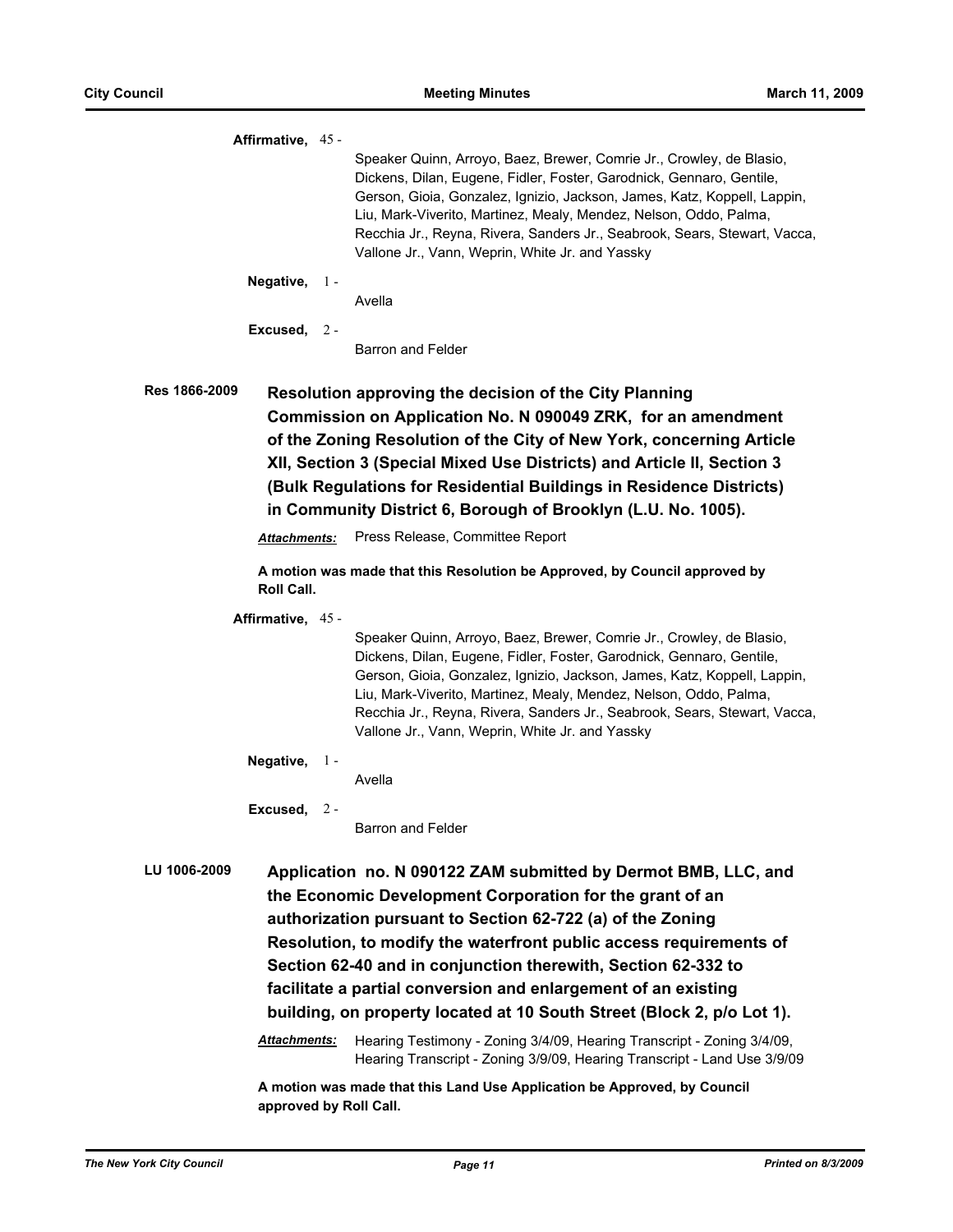**Affirmative,** 45 -

Speaker Quinn, Arroyo, Baez, Brewer, Comrie Jr., Crowley, de Blasio, Dickens, Dilan, Eugene, Fidler, Foster, Garodnick, Gennaro, Gentile, Gerson, Gioia, Gonzalez, Ignizio, Jackson, James, Katz, Koppell, Lappin, Liu, Mark-Viverito, Martinez, Mealy, Mendez, Nelson, Oddo, Palma, Recchia Jr., Reyna, Rivera, Sanders Jr., Seabrook, Sears, Stewart, Vacca, Vallone Jr., Vann, Weprin, White Jr. and Yassky

**Negative,** 1 -

Avella

**Excused,** 2 -

Barron and Felder

**Res 1866-2009** **Resolution approving the decision of the City Planning Commission on Application No. N 090049 ZRK, for an amendment of the Zoning Resolution of the City of New York, concerning Article XII, Section 3 (Special Mixed Use Districts) and Article II, Section 3 (Bulk Regulations for Residential Buildings in Residence Districts) in Community District 6, Borough of Brooklyn (L.U. No. 1005).**

***Attachments:*** Press Release, Committee Report

**A motion was made that this Resolution be Approved, by Council approved by Roll Call.**

**Affirmative,** 45 -

Speaker Quinn, Arroyo, Baez, Brewer, Comrie Jr., Crowley, de Blasio, Dickens, Dilan, Eugene, Fidler, Foster, Garodnick, Gennaro, Gentile, Gerson, Gioia, Gonzalez, Ignizio, Jackson, James, Katz, Koppell, Lappin, Liu, Mark-Viverito, Martinez, Mealy, Mendez, Nelson, Oddo, Palma, Recchia Jr., Reyna, Rivera, Sanders Jr., Seabrook, Sears, Stewart, Vacca, Vallone Jr., Vann, Weprin, White Jr. and Yassky

**Negative,** 1 -

Avella

**Excused,** 2 -

Barron and Felder

**LU 1006-2009** **Application no. N 090122 ZAM submitted by Dermot BMB, LLC, and the Economic Development Corporation for the grant of an authorization pursuant to Section 62-722 (a) of the Zoning Resolution, to modify the waterfront public access requirements of Section 62-40 and in conjunction therewith, Section 62-332 to facilitate a partial conversion and enlargement of an existing building, on property located at 10 South Street (Block 2, p/o Lot 1).**

***Attachments:*** Hearing Testimony - Zoning 3/4/09, Hearing Transcript - Zoning 3/4/09, Hearing Transcript - Zoning 3/9/09, Hearing Transcript - Land Use 3/9/09

**A motion was made that this Land Use Application be Approved, by Council approved by Roll Call.**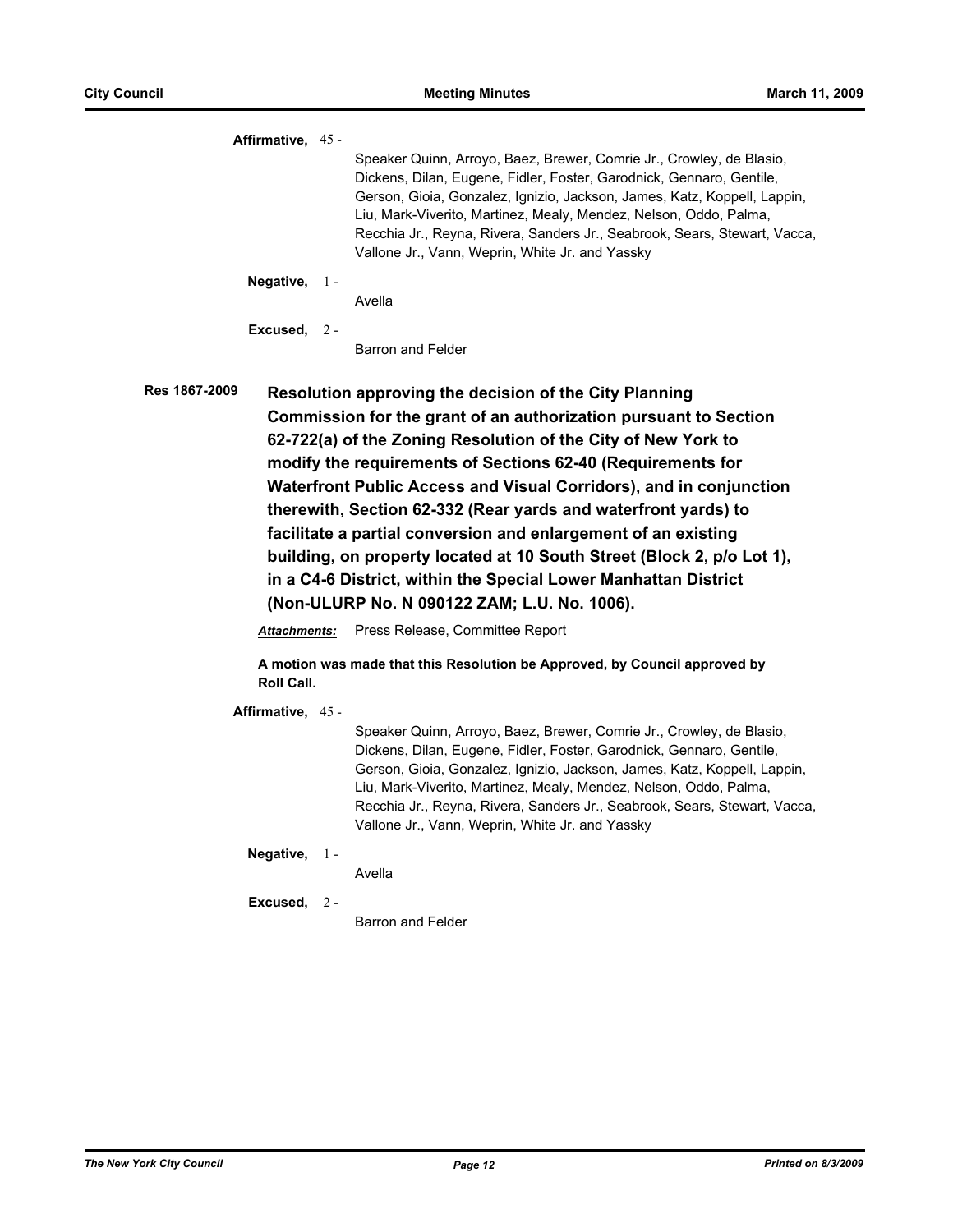**Affirmative,** 45 -

Speaker Quinn, Arroyo, Baez, Brewer, Comrie Jr., Crowley, de Blasio, Dickens, Dilan, Eugene, Fidler, Foster, Garodnick, Gennaro, Gentile, Gerson, Gioia, Gonzalez, Ignizio, Jackson, James, Katz, Koppell, Lappin, Liu, Mark-Viverito, Martinez, Mealy, Mendez, Nelson, Oddo, Palma, Recchia Jr., Reyna, Rivera, Sanders Jr., Seabrook, Sears, Stewart, Vacca, Vallone Jr., Vann, Weprin, White Jr. and Yassky

**Negative,** 1 -

Avella

**Excused,** 2 -

Barron and Felder

**Res 1867-2009** **Resolution approving the decision of the City Planning Commission for the grant of an authorization pursuant to Section 62-722(a) of the Zoning Resolution of the City of New York to modify the requirements of Sections 62-40 (Requirements for Waterfront Public Access and Visual Corridors), and in conjunction therewith, Section 62-332 (Rear yards and waterfront yards) to facilitate a partial conversion and enlargement of an existing building, on property located at 10 South Street (Block 2, p/o Lot 1), in a C4-6 District, within the Special Lower Manhattan District (Non-ULURP No. N 090122 ZAM; L.U. No. 1006).**

***Attachments:*** Press Release, Committee Report

**A motion was made that this Resolution be Approved, by Council approved by Roll Call.**

**Affirmative,** 45 -

Speaker Quinn, Arroyo, Baez, Brewer, Comrie Jr., Crowley, de Blasio, Dickens, Dilan, Eugene, Fidler, Foster, Garodnick, Gennaro, Gentile, Gerson, Gioia, Gonzalez, Ignizio, Jackson, James, Katz, Koppell, Lappin, Liu, Mark-Viverito, Martinez, Mealy, Mendez, Nelson, Oddo, Palma, Recchia Jr., Reyna, Rivera, Sanders Jr., Seabrook, Sears, Stewart, Vacca, Vallone Jr., Vann, Weprin, White Jr. and Yassky

**Negative,** 1 -

Avella

**Excused,** 2 -

Barron and Felder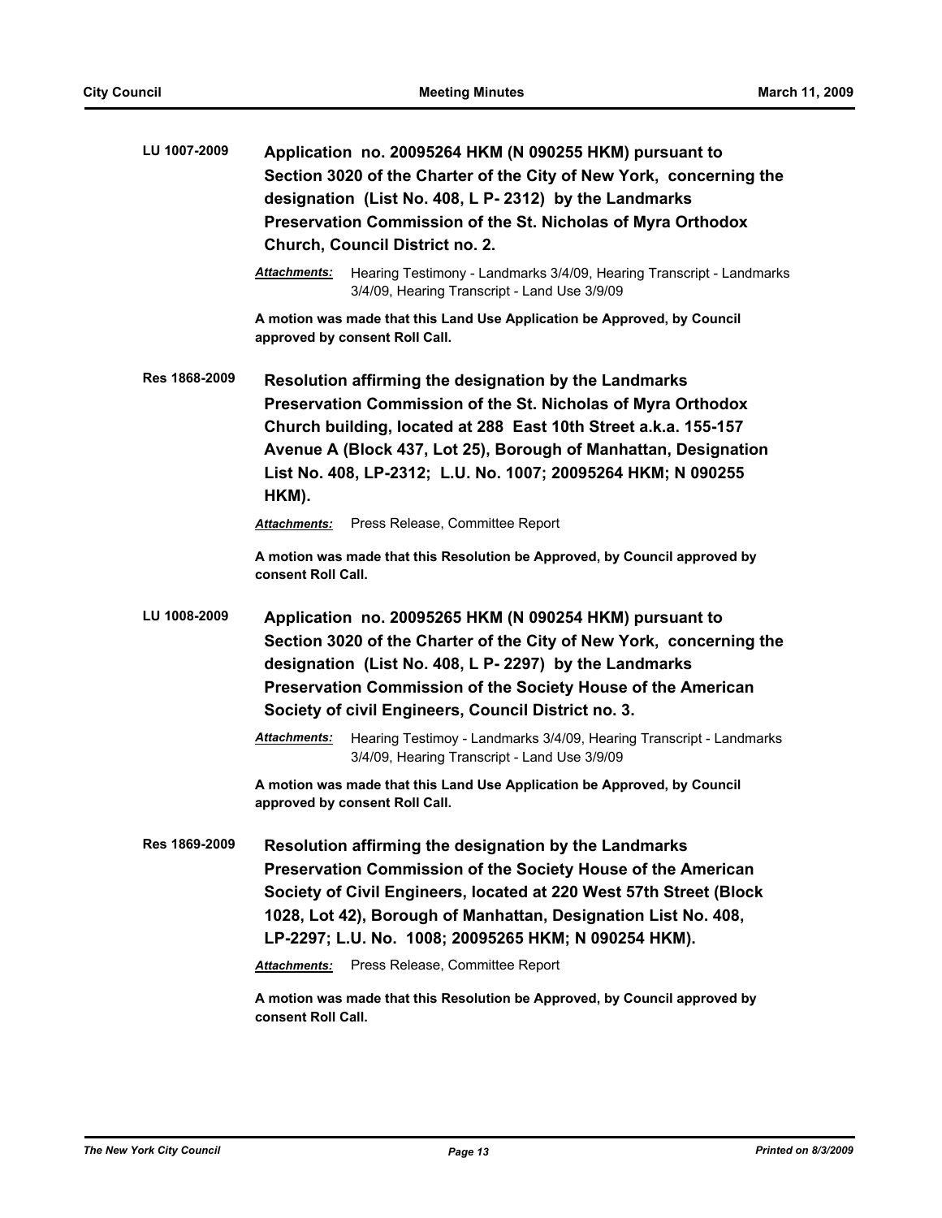**LU 1007-2009** **Application no. 20095264 HKM (N 090255 HKM) pursuant to Section 3020 of the Charter of the City of New York, concerning the designation (List No. 408, L P- 2312) by the Landmarks Preservation Commission of the St. Nicholas of Myra Orthodox Church, Council District no. 2.**

***Attachments:*** Hearing Testimony - Landmarks 3/4/09, Hearing Transcript - Landmarks 3/4/09, Hearing Transcript - Land Use 3/9/09

**A motion was made that this Land Use Application be Approved, by Council approved by consent Roll Call.**

**Res 1868-2009** **Resolution affirming the designation by the Landmarks Preservation Commission of the St. Nicholas of Myra Orthodox Church building, located at 288 East 10th Street a.k.a. 155-157 Avenue A (Block 437, Lot 25), Borough of Manhattan, Designation List No. 408, LP-2312; L.U. No. 1007; 20095264 HKM; N 090255 HKM).**

***Attachments:*** Press Release, Committee Report

**A motion was made that this Resolution be Approved, by Council approved by consent Roll Call.**

**LU 1008-2009** **Application no. 20095265 HKM (N 090254 HKM) pursuant to Section 3020 of the Charter of the City of New York, concerning the designation (List No. 408, L P- 2297) by the Landmarks Preservation Commission of the Society House of the American Society of civil Engineers, Council District no. 3.**

***Attachments:*** Hearing Testimoy - Landmarks 3/4/09, Hearing Transcript - Landmarks 3/4/09, Hearing Transcript - Land Use 3/9/09

**A motion was made that this Land Use Application be Approved, by Council approved by consent Roll Call.**

**Res 1869-2009** **Resolution affirming the designation by the Landmarks Preservation Commission of the Society House of the American Society of Civil Engineers, located at 220 West 57th Street (Block 1028, Lot 42), Borough of Manhattan, Designation List No. 408, LP-2297; L.U. No. 1008; 20095265 HKM; N 090254 HKM).**

***Attachments:*** Press Release, Committee Report

**A motion was made that this Resolution be Approved, by Council approved by consent Roll Call.**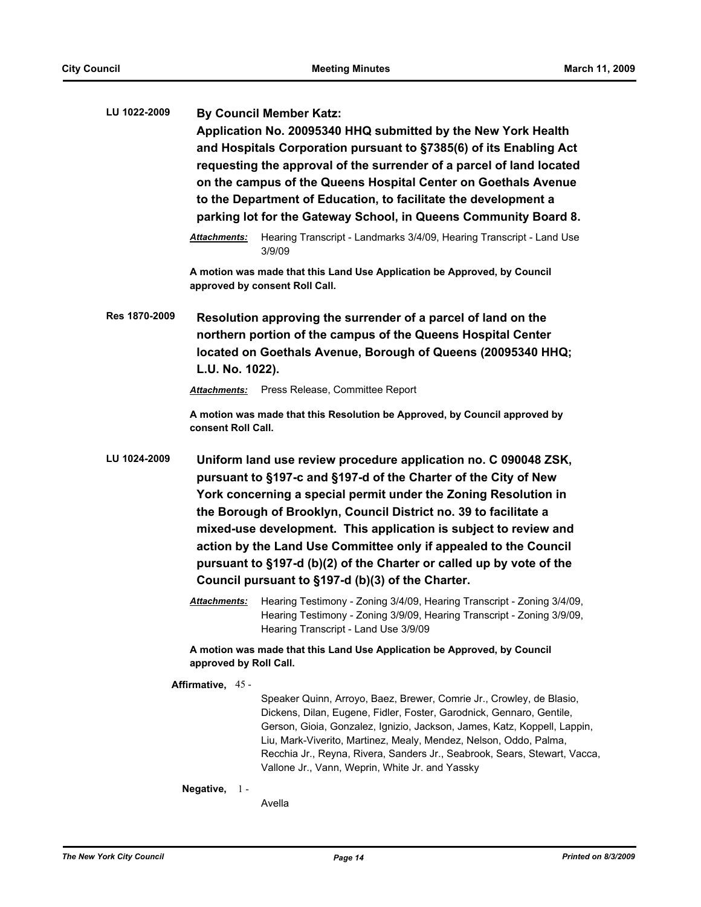**LU 1022-2009** **By Council Member Katz:**

**Application No. 20095340 HHQ submitted by the New York Health and Hospitals Corporation pursuant to §7385(6) of its Enabling Act requesting the approval of the surrender of a parcel of land located on the campus of the Queens Hospital Center on Goethals Avenue to the Department of Education, to facilitate the development a parking lot for the Gateway School, in Queens Community Board 8.**

***Attachments:*** Hearing Transcript - Landmarks 3/4/09, Hearing Transcript - Land Use 3/9/09

**A motion was made that this Land Use Application be Approved, by Council approved by consent Roll Call.**

**Res 1870-2009** **Resolution approving the surrender of a parcel of land on the northern portion of the campus of the Queens Hospital Center located on Goethals Avenue, Borough of Queens (20095340 HHQ; L.U. No. 1022).**

***Attachments:*** Press Release, Committee Report

**A motion was made that this Resolution be Approved, by Council approved by consent Roll Call.**

**LU 1024-2009** **Uniform land use review procedure application no. C 090048 ZSK, pursuant to §197-c and §197-d of the Charter of the City of New York concerning a special permit under the Zoning Resolution in the Borough of Brooklyn, Council District no. 39 to facilitate a mixed-use development. This application is subject to review and action by the Land Use Committee only if appealed to the Council pursuant to §197-d (b)(2) of the Charter or called up by vote of the Council pursuant to §197-d (b)(3) of the Charter.**

***Attachments:*** Hearing Testimony - Zoning 3/4/09, Hearing Transcript - Zoning 3/4/09, Hearing Testimony - Zoning 3/9/09, Hearing Transcript - Zoning 3/9/09, Hearing Transcript - Land Use 3/9/09

**A motion was made that this Land Use Application be Approved, by Council approved by Roll Call.**

**Affirmative,** 45 - Speaker Quinn, Arroyo, Baez, Brewer, Comrie Jr., Crowley, de Blasio, Dickens, Dilan, Eugene, Fidler, Foster, Garodnick, Gennaro, Gentile, Gerson, Gioia, Gonzalez, Ignizio, Jackson, James, Katz, Koppell, Lappin, Liu, Mark-Viverito, Martinez, Mealy, Mendez, Nelson, Oddo, Palma, Recchia Jr., Reyna, Rivera, Sanders Jr., Seabrook, Sears, Stewart, Vacca, Vallone Jr., Vann, Weprin, White Jr. and Yassky

**Negative,** 1 - Avella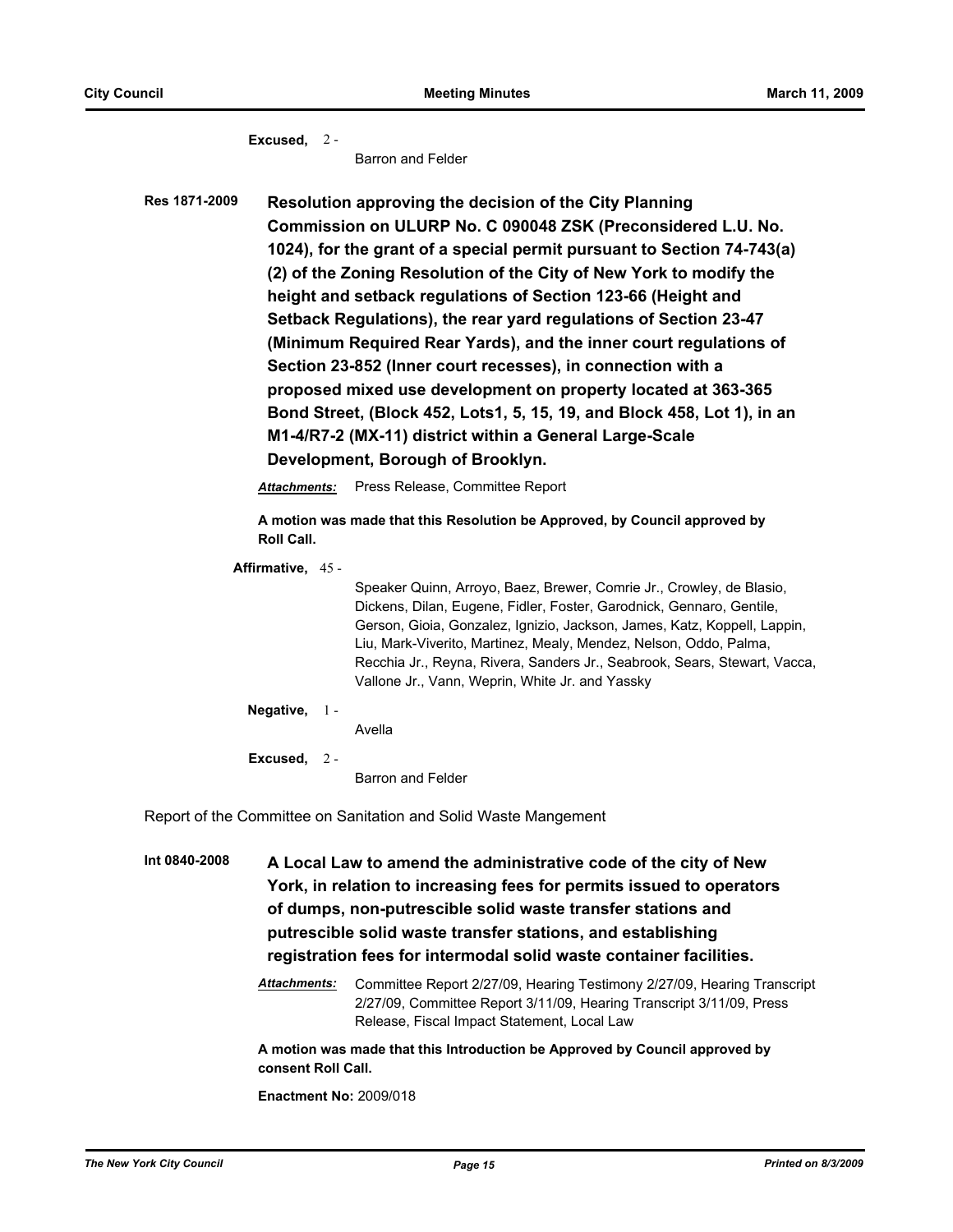**Excused,** 2 -

Barron and Felder

**Res 1871-2009** **Resolution approving the decision of the City Planning Commission on ULURP No. C 090048 ZSK (Preconsidered L.U. No. 1024), for the grant of a special permit pursuant to Section 74-743(a)(2) of the Zoning Resolution of the City of New York to modify the height and setback regulations of Section 123-66 (Height and Setback Regulations), the rear yard regulations of Section 23-47 (Minimum Required Rear Yards), and the inner court regulations of Section 23-852 (Inner court recesses), in connection with a proposed mixed use development on property located at 363-365 Bond Street, (Block 452, Lots1, 5, 15, 19, and Block 458, Lot 1), in an M1-4/R7-2 (MX-11) district within a General Large-Scale Development, Borough of Brooklyn.**

***Attachments:*** Press Release, Committee Report

**A motion was made that this Resolution be Approved, by Council approved by Roll Call.**

**Affirmative,** 45 -

Speaker Quinn, Arroyo, Baez, Brewer, Comrie Jr., Crowley, de Blasio, Dickens, Dilan, Eugene, Fidler, Foster, Garodnick, Gennaro, Gentile, Gerson, Gioia, Gonzalez, Ignizio, Jackson, James, Katz, Koppell, Lappin, Liu, Mark-Viverito, Martinez, Mealy, Mendez, Nelson, Oddo, Palma, Recchia Jr., Reyna, Rivera, Sanders Jr., Seabrook, Sears, Stewart, Vacca, Vallone Jr., Vann, Weprin, White Jr. and Yassky

**Negative,** 1 -

Avella

**Excused,** 2 -

Barron and Felder

Report of the Committee on Sanitation and Solid Waste Mangement

**Int 0840-2008** **A Local Law to amend the administrative code of the city of New York, in relation to increasing fees for permits issued to operators of dumps, non-putrescible solid waste transfer stations and putrescible solid waste transfer stations, and establishing registration fees for intermodal solid waste container facilities.**

***Attachments:*** Committee Report 2/27/09, Hearing Testimony 2/27/09, Hearing Transcript 2/27/09, Committee Report 3/11/09, Hearing Transcript 3/11/09, Press Release, Fiscal Impact Statement, Local Law

**A motion was made that this Introduction be Approved by Council approved by consent Roll Call.**

**Enactment No:** 2009/018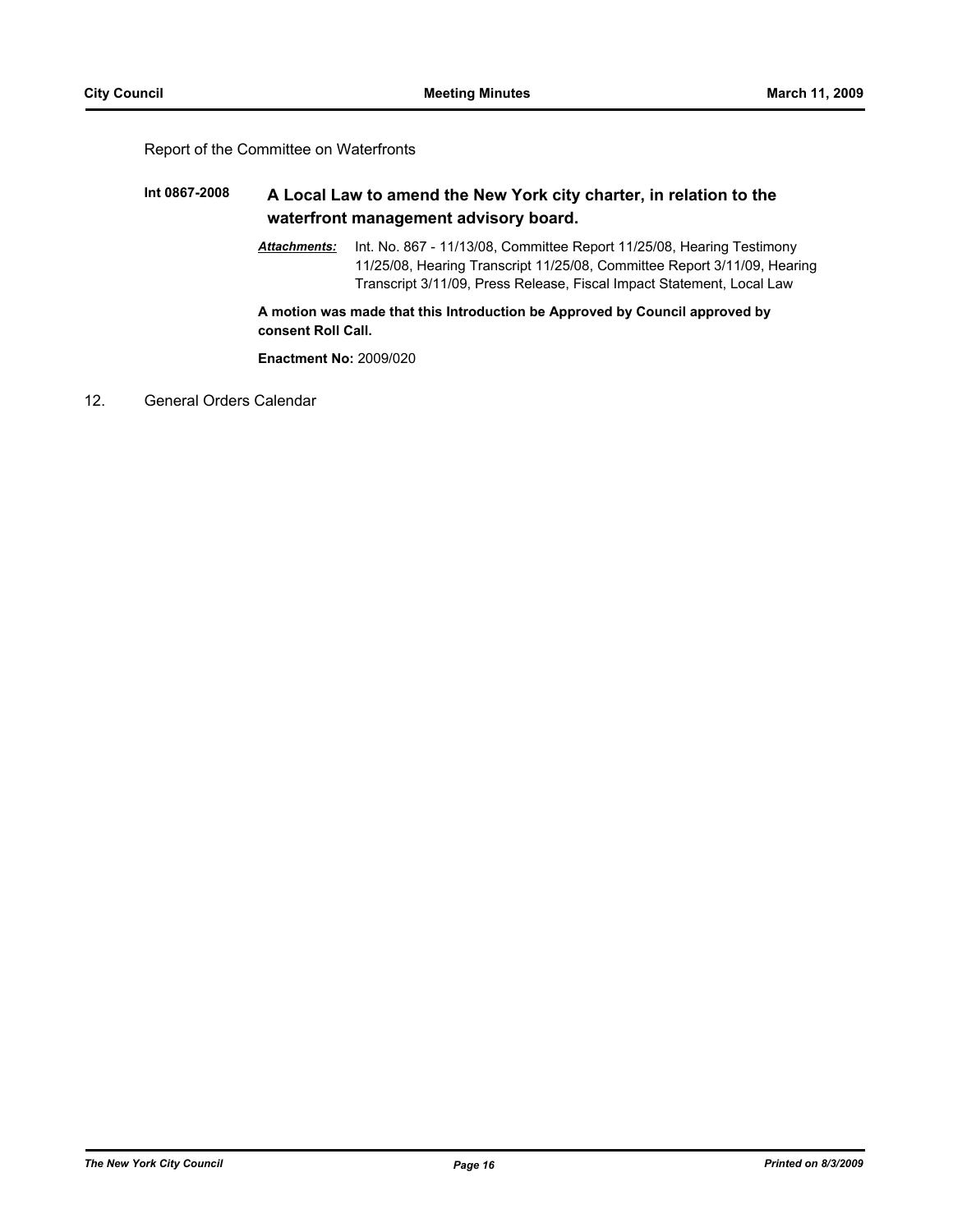Report of the Committee on Waterfronts

**Int 0867-2008** **A Local Law to amend the New York city charter, in relation to the waterfront management advisory board.**

***Attachments:*** Int. No. 867 - 11/13/08, Committee Report 11/25/08, Hearing Testimony 11/25/08, Hearing Transcript 11/25/08, Committee Report 3/11/09, Hearing Transcript 3/11/09, Press Release, Fiscal Impact Statement, Local Law

**A motion was made that this Introduction be Approved by Council approved by consent Roll Call.**

**Enactment No:** 2009/020

12. General Orders Calendar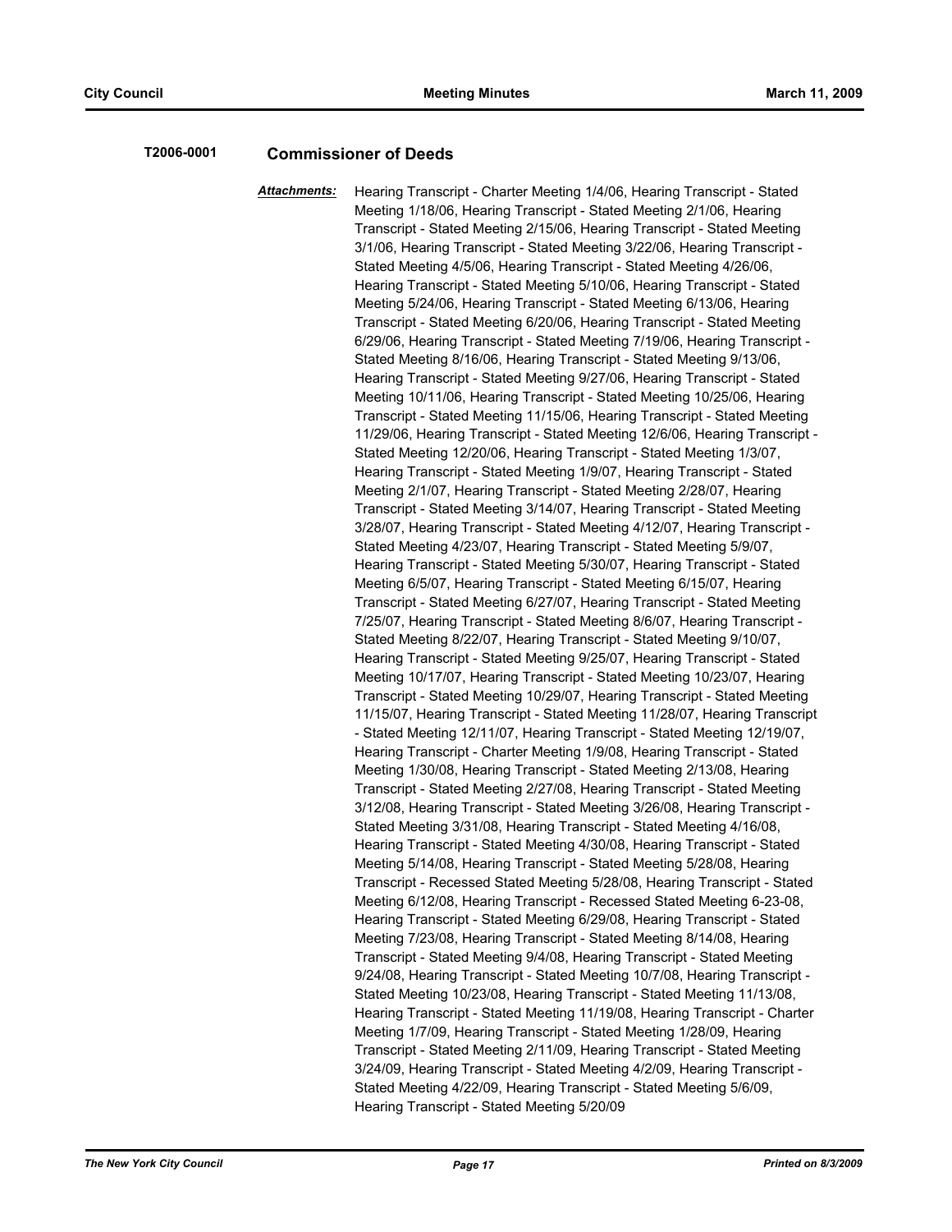**T2006-0001** **Commissioner of Deeds**

***Attachments:*** Hearing Transcript - Charter Meeting 1/4/06, Hearing Transcript - Stated Meeting 1/18/06, Hearing Transcript - Stated Meeting 2/1/06, Hearing Transcript - Stated Meeting 2/15/06, Hearing Transcript - Stated Meeting 3/1/06, Hearing Transcript - Stated Meeting 3/22/06, Hearing Transcript - Stated Meeting 4/5/06, Hearing Transcript - Stated Meeting 4/26/06, Hearing Transcript - Stated Meeting 5/10/06, Hearing Transcript - Stated Meeting 5/24/06, Hearing Transcript - Stated Meeting 6/13/06, Hearing Transcript - Stated Meeting 6/20/06, Hearing Transcript - Stated Meeting 6/29/06, Hearing Transcript - Stated Meeting 7/19/06, Hearing Transcript - Stated Meeting 8/16/06, Hearing Transcript - Stated Meeting 9/13/06, Hearing Transcript - Stated Meeting 9/27/06, Hearing Transcript - Stated Meeting 10/11/06, Hearing Transcript - Stated Meeting 10/25/06, Hearing Transcript - Stated Meeting 11/15/06, Hearing Transcript - Stated Meeting 11/29/06, Hearing Transcript - Stated Meeting 12/6/06, Hearing Transcript - Stated Meeting 12/20/06, Hearing Transcript - Stated Meeting 1/3/07, Hearing Transcript - Stated Meeting 1/9/07, Hearing Transcript - Stated Meeting 2/1/07, Hearing Transcript - Stated Meeting 2/28/07, Hearing Transcript - Stated Meeting 3/14/07, Hearing Transcript - Stated Meeting 3/28/07, Hearing Transcript - Stated Meeting 4/12/07, Hearing Transcript - Stated Meeting 4/23/07, Hearing Transcript - Stated Meeting 5/9/07, Hearing Transcript - Stated Meeting 5/30/07, Hearing Transcript - Stated Meeting 6/5/07, Hearing Transcript - Stated Meeting 6/15/07, Hearing Transcript - Stated Meeting 6/27/07, Hearing Transcript - Stated Meeting 7/25/07, Hearing Transcript - Stated Meeting 8/6/07, Hearing Transcript - Stated Meeting 8/22/07, Hearing Transcript - Stated Meeting 9/10/07, Hearing Transcript - Stated Meeting 9/25/07, Hearing Transcript - Stated Meeting 10/17/07, Hearing Transcript - Stated Meeting 10/23/07, Hearing Transcript - Stated Meeting 10/29/07, Hearing Transcript - Stated Meeting 11/15/07, Hearing Transcript - Stated Meeting 11/28/07, Hearing Transcript - Stated Meeting 12/11/07, Hearing Transcript - Stated Meeting 12/19/07, Hearing Transcript - Charter Meeting 1/9/08, Hearing Transcript - Stated Meeting 1/30/08, Hearing Transcript - Stated Meeting 2/13/08, Hearing Transcript - Stated Meeting 2/27/08, Hearing Transcript - Stated Meeting 3/12/08, Hearing Transcript - Stated Meeting 3/26/08, Hearing Transcript - Stated Meeting 3/31/08, Hearing Transcript - Stated Meeting 4/16/08, Hearing Transcript - Stated Meeting 4/30/08, Hearing Transcript - Stated Meeting 5/14/08, Hearing Transcript - Stated Meeting 5/28/08, Hearing Transcript - Recessed Stated Meeting 5/28/08, Hearing Transcript - Stated Meeting 6/12/08, Hearing Transcript - Recessed Stated Meeting 6-23-08, Hearing Transcript - Stated Meeting 6/29/08, Hearing Transcript - Stated Meeting 7/23/08, Hearing Transcript - Stated Meeting 8/14/08, Hearing Transcript - Stated Meeting 9/4/08, Hearing Transcript - Stated Meeting 9/24/08, Hearing Transcript - Stated Meeting 10/7/08, Hearing Transcript - Stated Meeting 10/23/08, Hearing Transcript - Stated Meeting 11/13/08, Hearing Transcript - Stated Meeting 11/19/08, Hearing Transcript - Charter Meeting 1/7/09, Hearing Transcript - Stated Meeting 1/28/09, Hearing Transcript - Stated Meeting 2/11/09, Hearing Transcript - Stated Meeting 3/24/09, Hearing Transcript - Stated Meeting 4/2/09, Hearing Transcript - Stated Meeting 4/22/09, Hearing Transcript - Stated Meeting 5/6/09, Hearing Transcript - Stated Meeting 5/20/09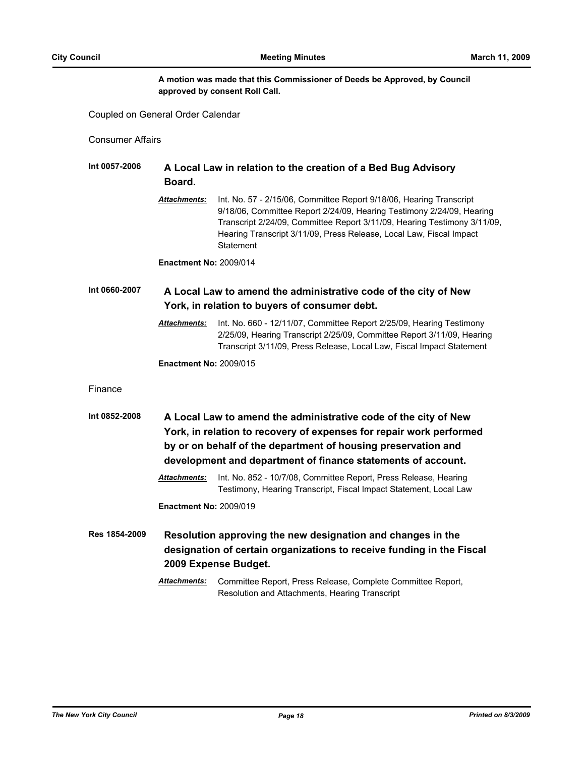**A motion was made that this Commissioner of Deeds be Approved, by Council approved by consent Roll Call.**

Coupled on General Order Calendar

Consumer Affairs

**Int 0057-2006** **A Local Law in relation to the creation of a Bed Bug Advisory Board.**

***Attachments:*** Int. No. 57 - 2/15/06, Committee Report 9/18/06, Hearing Transcript 9/18/06, Committee Report 2/24/09, Hearing Testimony 2/24/09, Hearing Transcript 2/24/09, Committee Report 3/11/09, Hearing Testimony 3/11/09, Hearing Transcript 3/11/09, Press Release, Local Law, Fiscal Impact Statement

**Enactment No:** 2009/014

**Int 0660-2007** **A Local Law to amend the administrative code of the city of New York, in relation to buyers of consumer debt.**

***Attachments:*** Int. No. 660 - 12/11/07, Committee Report 2/25/09, Hearing Testimony 2/25/09, Hearing Transcript 2/25/09, Committee Report 3/11/09, Hearing Transcript 3/11/09, Press Release, Local Law, Fiscal Impact Statement

**Enactment No:** 2009/015

Finance

**Int 0852-2008** **A Local Law to amend the administrative code of the city of New York, in relation to recovery of expenses for repair work performed by or on behalf of the department of housing preservation and development and department of finance statements of account.**

***Attachments:*** Int. No. 852 - 10/7/08, Committee Report, Press Release, Hearing Testimony, Hearing Transcript, Fiscal Impact Statement, Local Law

**Enactment No:** 2009/019

**Res 1854-2009** **Resolution approving the new designation and changes in the designation of certain organizations to receive funding in the Fiscal 2009 Expense Budget.**

***Attachments:*** Committee Report, Press Release, Complete Committee Report, Resolution and Attachments, Hearing Transcript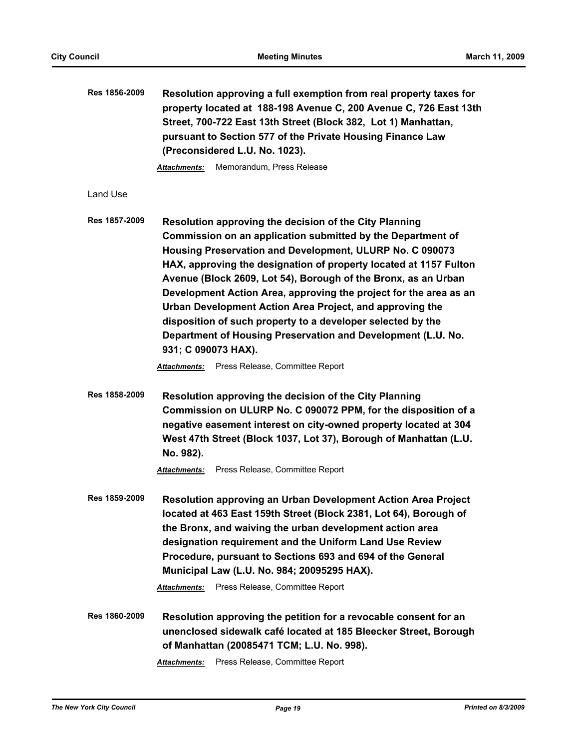**Res 1856-2009** **Resolution approving a full exemption from real property taxes for property located at 188-198 Avenue C, 200 Avenue C, 726 East 13th Street, 700-722 East 13th Street (Block 382, Lot 1) Manhattan, pursuant to Section 577 of the Private Housing Finance Law (Preconsidered L.U. No. 1023).**

***Attachments:*** Memorandum, Press Release

Land Use

**Res 1857-2009** **Resolution approving the decision of the City Planning Commission on an application submitted by the Department of Housing Preservation and Development, ULURP No. C 090073 HAX, approving the designation of property located at 1157 Fulton Avenue (Block 2609, Lot 54), Borough of the Bronx, as an Urban Development Action Area, approving the project for the area as an Urban Development Action Area Project, and approving the disposition of such property to a developer selected by the Department of Housing Preservation and Development (L.U. No. 931; C 090073 HAX).**

***Attachments:*** Press Release, Committee Report

**Res 1858-2009** **Resolution approving the decision of the City Planning Commission on ULURP No. C 090072 PPM, for the disposition of a negative easement interest on city-owned property located at 304 West 47th Street (Block 1037, Lot 37), Borough of Manhattan (L.U. No. 982).**

***Attachments:*** Press Release, Committee Report

**Res 1859-2009** **Resolution approving an Urban Development Action Area Project located at 463 East 159th Street (Block 2381, Lot 64), Borough of the Bronx, and waiving the urban development action area designation requirement and the Uniform Land Use Review Procedure, pursuant to Sections 693 and 694 of the General Municipal Law (L.U. No. 984; 20095295 HAX).**

***Attachments:*** Press Release, Committee Report

**Res 1860-2009** **Resolution approving the petition for a revocable consent for an unenclosed sidewalk café located at 185 Bleecker Street, Borough of Manhattan (20085471 TCM; L.U. No. 998).**

***Attachments:*** Press Release, Committee Report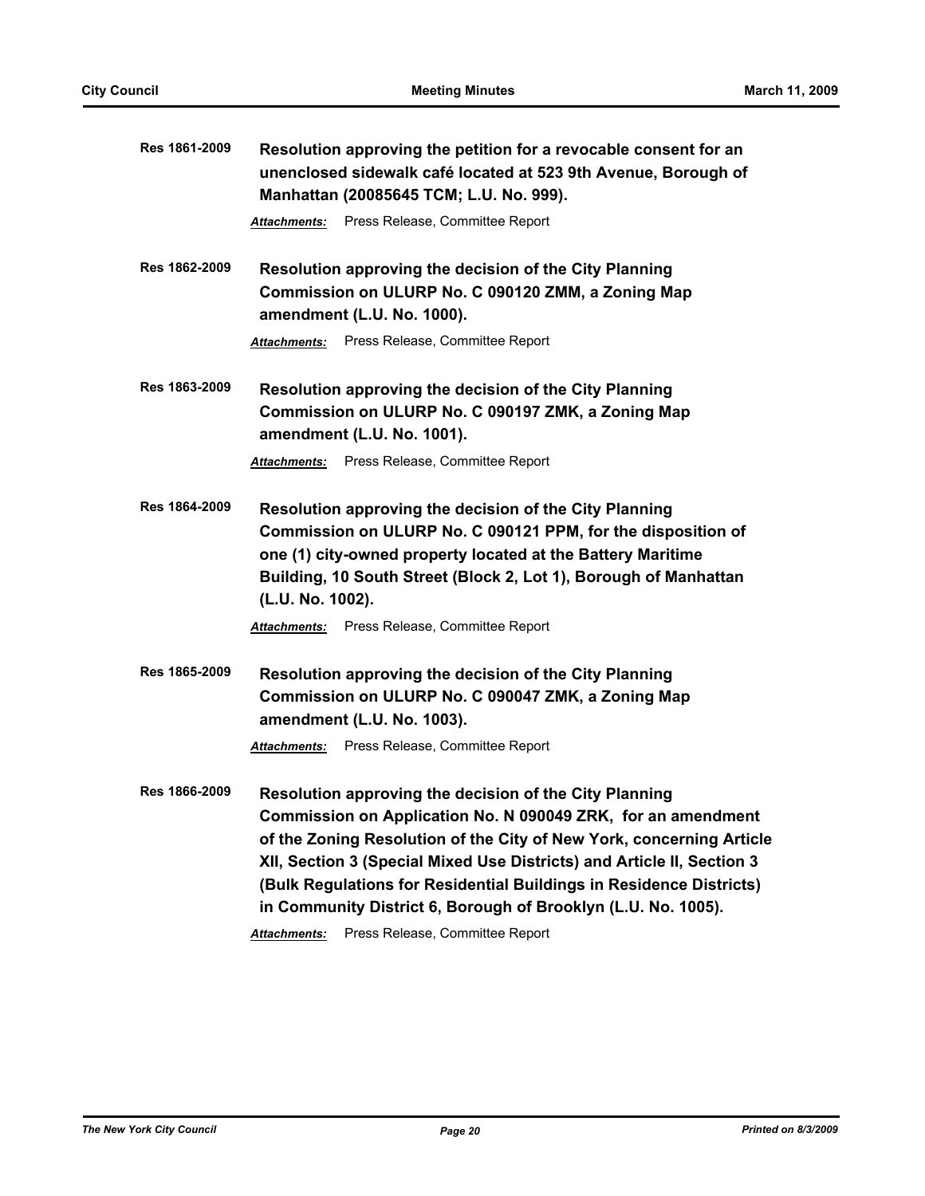**Res 1861-2009** **Resolution approving the petition for a revocable consent for an unenclosed sidewalk café located at 523 9th Avenue, Borough of Manhattan (20085645 TCM; L.U. No. 999).**

***Attachments:*** Press Release, Committee Report

**Res 1862-2009** **Resolution approving the decision of the City Planning Commission on ULURP No. C 090120 ZMM, a Zoning Map amendment (L.U. No. 1000).**

***Attachments:*** Press Release, Committee Report

**Res 1863-2009** **Resolution approving the decision of the City Planning Commission on ULURP No. C 090197 ZMK, a Zoning Map amendment (L.U. No. 1001).**

***Attachments:*** Press Release, Committee Report

**Res 1864-2009** **Resolution approving the decision of the City Planning Commission on ULURP No. C 090121 PPM, for the disposition of one (1) city-owned property located at the Battery Maritime Building, 10 South Street (Block 2, Lot 1), Borough of Manhattan (L.U. No. 1002).**

***Attachments:*** Press Release, Committee Report

**Res 1865-2009** **Resolution approving the decision of the City Planning Commission on ULURP No. C 090047 ZMK, a Zoning Map amendment (L.U. No. 1003).**

***Attachments:*** Press Release, Committee Report

**Res 1866-2009** **Resolution approving the decision of the City Planning Commission on Application No. N 090049 ZRK, for an amendment of the Zoning Resolution of the City of New York, concerning Article XII, Section 3 (Special Mixed Use Districts) and Article II, Section 3 (Bulk Regulations for Residential Buildings in Residence Districts) in Community District 6, Borough of Brooklyn (L.U. No. 1005).**

***Attachments:*** Press Release, Committee Report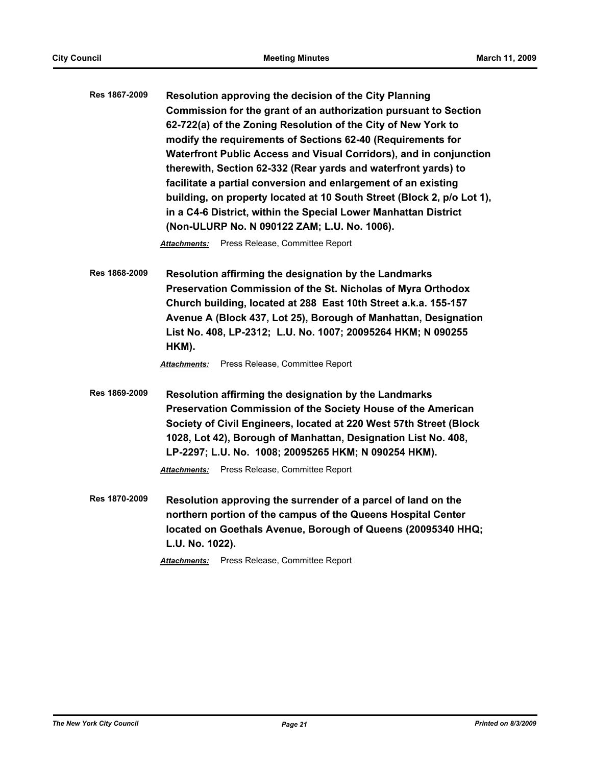**Res 1867-2009** **Resolution approving the decision of the City Planning Commission for the grant of an authorization pursuant to Section 62-722(a) of the Zoning Resolution of the City of New York to modify the requirements of Sections 62-40 (Requirements for Waterfront Public Access and Visual Corridors), and in conjunction therewith, Section 62-332 (Rear yards and waterfront yards) to facilitate a partial conversion and enlargement of an existing building, on property located at 10 South Street (Block 2, p/o Lot 1), in a C4-6 District, within the Special Lower Manhattan District (Non-ULURP No. N 090122 ZAM; L.U. No. 1006).**

*Attachments:* Press Release, Committee Report

**Res 1868-2009** **Resolution affirming the designation by the Landmarks Preservation Commission of the St. Nicholas of Myra Orthodox Church building, located at 288 East 10th Street a.k.a. 155-157 Avenue A (Block 437, Lot 25), Borough of Manhattan, Designation List No. 408, LP-2312; L.U. No. 1007; 20095264 HKM; N 090255 HKM).**

*Attachments:* Press Release, Committee Report

**Res 1869-2009** **Resolution affirming the designation by the Landmarks Preservation Commission of the Society House of the American Society of Civil Engineers, located at 220 West 57th Street (Block 1028, Lot 42), Borough of Manhattan, Designation List No. 408, LP-2297; L.U. No. 1008; 20095265 HKM; N 090254 HKM).**

*Attachments:* Press Release, Committee Report

**Res 1870-2009** **Resolution approving the surrender of a parcel of land on the northern portion of the campus of the Queens Hospital Center located on Goethals Avenue, Borough of Queens (20095340 HHQ; L.U. No. 1022).**

*Attachments:* Press Release, Committee Report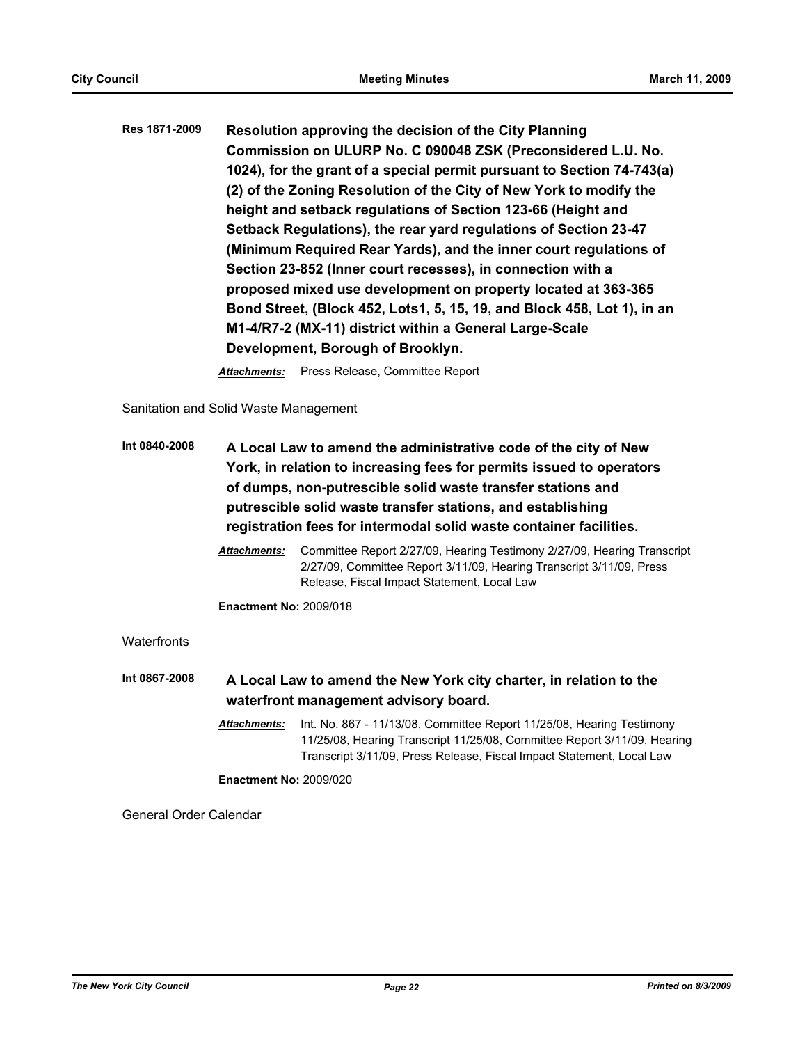**Res 1871-2009** **Resolution approving the decision of the City Planning Commission on ULURP No. C 090048 ZSK (Preconsidered L.U. No. 1024), for the grant of a special permit pursuant to Section 74-743(a)(2) of the Zoning Resolution of the City of New York to modify the height and setback regulations of Section 123-66 (Height and Setback Regulations), the rear yard regulations of Section 23-47 (Minimum Required Rear Yards), and the inner court regulations of Section 23-852 (Inner court recesses), in connection with a proposed mixed use development on property located at 363-365 Bond Street, (Block 452, Lots1, 5, 15, 19, and Block 458, Lot 1), in an M1-4/R7-2 (MX-11) district within a General Large-Scale Development, Borough of Brooklyn.**

***Attachments:*** Press Release, Committee Report

Sanitation and Solid Waste Management

**Int 0840-2008** **A Local Law to amend the administrative code of the city of New York, in relation to increasing fees for permits issued to operators of dumps, non-putrescible solid waste transfer stations and putrescible solid waste transfer stations, and establishing registration fees for intermodal solid waste container facilities.**

***Attachments:*** Committee Report 2/27/09, Hearing Testimony 2/27/09, Hearing Transcript 2/27/09, Committee Report 3/11/09, Hearing Transcript 3/11/09, Press Release, Fiscal Impact Statement, Local Law

**Enactment No:** 2009/018

Waterfronts

**Int 0867-2008** **A Local Law to amend the New York city charter, in relation to the waterfront management advisory board.**

***Attachments:*** Int. No. 867 - 11/13/08, Committee Report 11/25/08, Hearing Testimony 11/25/08, Hearing Transcript 11/25/08, Committee Report 3/11/09, Hearing Transcript 3/11/09, Press Release, Fiscal Impact Statement, Local Law

**Enactment No:** 2009/020

General Order Calendar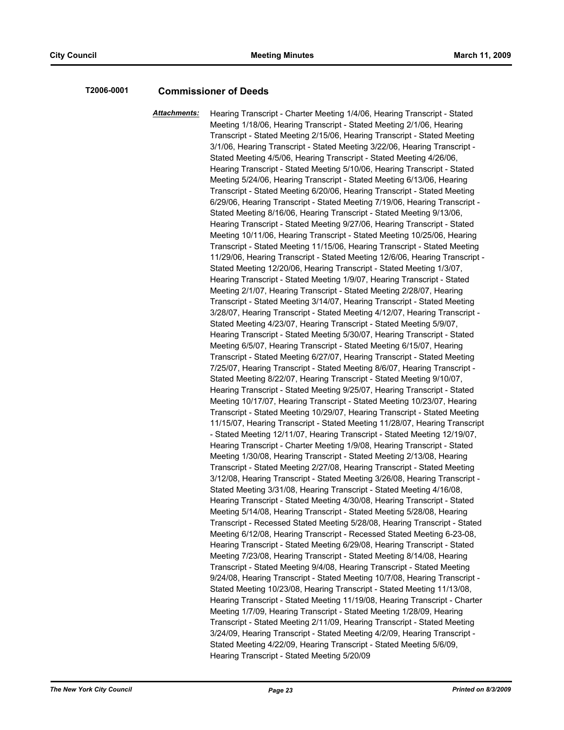**T2006-0001** **Commissioner of Deeds**

***Attachments:*** Hearing Transcript - Charter Meeting 1/4/06, Hearing Transcript - Stated Meeting 1/18/06, Hearing Transcript - Stated Meeting 2/1/06, Hearing Transcript - Stated Meeting 2/15/06, Hearing Transcript - Stated Meeting 3/1/06, Hearing Transcript - Stated Meeting 3/22/06, Hearing Transcript - Stated Meeting 4/5/06, Hearing Transcript - Stated Meeting 4/26/06, Hearing Transcript - Stated Meeting 5/10/06, Hearing Transcript - Stated Meeting 5/24/06, Hearing Transcript - Stated Meeting 6/13/06, Hearing Transcript - Stated Meeting 6/20/06, Hearing Transcript - Stated Meeting 6/29/06, Hearing Transcript - Stated Meeting 7/19/06, Hearing Transcript - Stated Meeting 8/16/06, Hearing Transcript - Stated Meeting 9/13/06, Hearing Transcript - Stated Meeting 9/27/06, Hearing Transcript - Stated Meeting 10/11/06, Hearing Transcript - Stated Meeting 10/25/06, Hearing Transcript - Stated Meeting 11/15/06, Hearing Transcript - Stated Meeting 11/29/06, Hearing Transcript - Stated Meeting 12/6/06, Hearing Transcript - Stated Meeting 12/20/06, Hearing Transcript - Stated Meeting 1/3/07, Hearing Transcript - Stated Meeting 1/9/07, Hearing Transcript - Stated Meeting 2/1/07, Hearing Transcript - Stated Meeting 2/28/07, Hearing Transcript - Stated Meeting 3/14/07, Hearing Transcript - Stated Meeting 3/28/07, Hearing Transcript - Stated Meeting 4/12/07, Hearing Transcript - Stated Meeting 4/23/07, Hearing Transcript - Stated Meeting 5/9/07, Hearing Transcript - Stated Meeting 5/30/07, Hearing Transcript - Stated Meeting 6/5/07, Hearing Transcript - Stated Meeting 6/15/07, Hearing Transcript - Stated Meeting 6/27/07, Hearing Transcript - Stated Meeting 7/25/07, Hearing Transcript - Stated Meeting 8/6/07, Hearing Transcript - Stated Meeting 8/22/07, Hearing Transcript - Stated Meeting 9/10/07, Hearing Transcript - Stated Meeting 9/25/07, Hearing Transcript - Stated Meeting 10/17/07, Hearing Transcript - Stated Meeting 10/23/07, Hearing Transcript - Stated Meeting 10/29/07, Hearing Transcript - Stated Meeting 11/15/07, Hearing Transcript - Stated Meeting 11/28/07, Hearing Transcript - Stated Meeting 12/11/07, Hearing Transcript - Stated Meeting 12/19/07, Hearing Transcript - Charter Meeting 1/9/08, Hearing Transcript - Stated Meeting 1/30/08, Hearing Transcript - Stated Meeting 2/13/08, Hearing Transcript - Stated Meeting 2/27/08, Hearing Transcript - Stated Meeting 3/12/08, Hearing Transcript - Stated Meeting 3/26/08, Hearing Transcript - Stated Meeting 3/31/08, Hearing Transcript - Stated Meeting 4/16/08, Hearing Transcript - Stated Meeting 4/30/08, Hearing Transcript - Stated Meeting 5/14/08, Hearing Transcript - Stated Meeting 5/28/08, Hearing Transcript - Recessed Stated Meeting 5/28/08, Hearing Transcript - Stated Meeting 6/12/08, Hearing Transcript - Recessed Stated Meeting 6-23-08, Hearing Transcript - Stated Meeting 6/29/08, Hearing Transcript - Stated Meeting 7/23/08, Hearing Transcript - Stated Meeting 8/14/08, Hearing Transcript - Stated Meeting 9/4/08, Hearing Transcript - Stated Meeting 9/24/08, Hearing Transcript - Stated Meeting 10/7/08, Hearing Transcript - Stated Meeting 10/23/08, Hearing Transcript - Stated Meeting 11/13/08, Hearing Transcript - Stated Meeting 11/19/08, Hearing Transcript - Charter Meeting 1/7/09, Hearing Transcript - Stated Meeting 1/28/09, Hearing Transcript - Stated Meeting 2/11/09, Hearing Transcript - Stated Meeting 3/24/09, Hearing Transcript - Stated Meeting 4/2/09, Hearing Transcript - Stated Meeting 4/22/09, Hearing Transcript - Stated Meeting 5/6/09, Hearing Transcript - Stated Meeting 5/20/09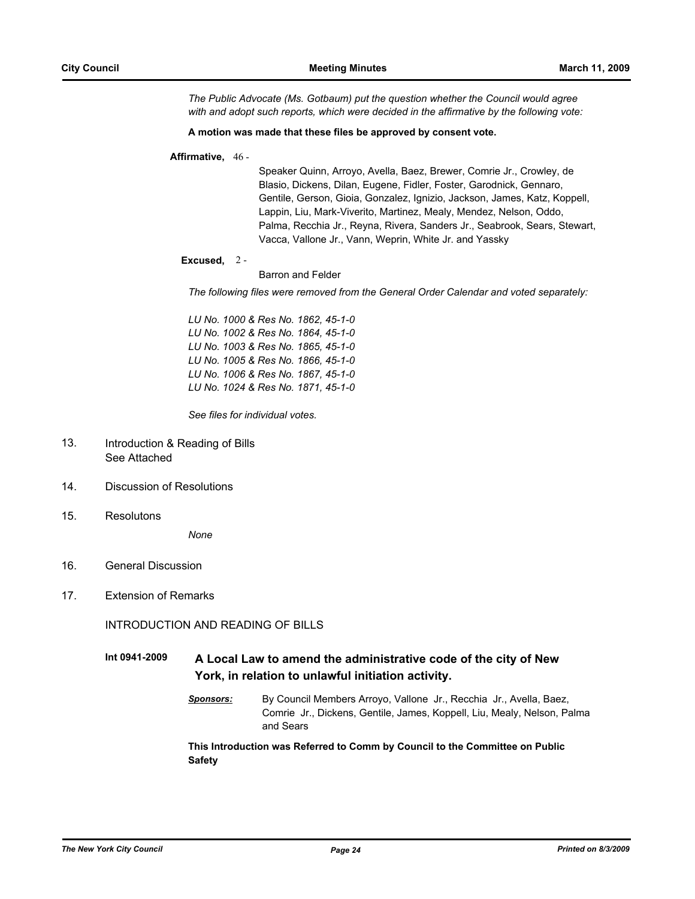*The Public Advocate (Ms. Gotbaum) put the question whether the Council would agree with and adopt such reports, which were decided in the affirmative by the following vote:*

**A motion was made that these files be approved by consent vote.**

**Affirmative,** 46 - Speaker Quinn, Arroyo, Avella, Baez, Brewer, Comrie Jr., Crowley, de Blasio, Dickens, Dilan, Eugene, Fidler, Foster, Garodnick, Gennaro, Gentile, Gerson, Gioia, Gonzalez, Ignizio, Jackson, James, Katz, Koppell, Lappin, Liu, Mark-Viverito, Martinez, Mealy, Mendez, Nelson, Oddo, Palma, Recchia Jr., Reyna, Rivera, Sanders Jr., Seabrook, Sears, Stewart, Vacca, Vallone Jr., Vann, Weprin, White Jr. and Yassky

**Excused,** 2 - Barron and Felder

*The following files were removed from the General Order Calendar and voted separately:*

*LU No. 1000 & Res No. 1862, 45-1-0*
*LU No. 1002 & Res No. 1864, 45-1-0*
*LU No. 1003 & Res No. 1865, 45-1-0*
*LU No. 1005 & Res No. 1866, 45-1-0*
*LU No. 1006 & Res No. 1867, 45-1-0*
*LU No. 1024 & Res No. 1871, 45-1-0*

*See files for individual votes.*

13. Introduction & Reading of Bills
    See Attached

14. Discussion of Resolutions

15. Resolutons

    *None*

16. General Discussion

17. Extension of Remarks

INTRODUCTION AND READING OF BILLS

**Int 0941-2009** **A Local Law to amend the administrative code of the city of New York, in relation to unlawful initiation activity.**

***Sponsors:*** By Council Members Arroyo, Vallone Jr., Recchia Jr., Avella, Baez, Comrie Jr., Dickens, Gentile, James, Koppell, Liu, Mealy, Nelson, Palma and Sears

**This Introduction was Referred to Comm by Council to the Committee on Public Safety**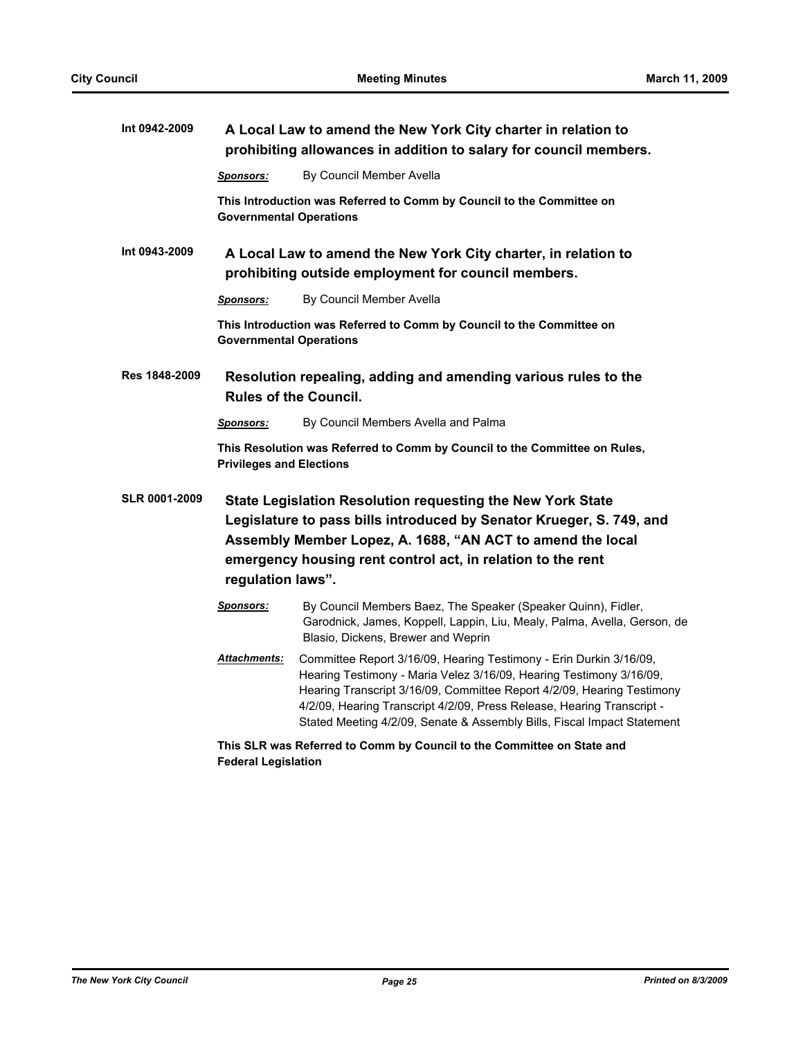**Int 0942-2009** **A Local Law to amend the New York City charter in relation to prohibiting allowances in addition to salary for council members.**

***Sponsors:*** By Council Member Avella

**This Introduction was Referred to Comm by Council to the Committee on Governmental Operations**

**Int 0943-2009** **A Local Law to amend the New York City charter, in relation to prohibiting outside employment for council members.**

***Sponsors:*** By Council Member Avella

**This Introduction was Referred to Comm by Council to the Committee on Governmental Operations**

**Res 1848-2009** **Resolution repealing, adding and amending various rules to the Rules of the Council.**

***Sponsors:*** By Council Members Avella and Palma

**This Resolution was Referred to Comm by Council to the Committee on Rules, Privileges and Elections**

**SLR 0001-2009** **State Legislation Resolution requesting the New York State Legislature to pass bills introduced by Senator Krueger, S. 749, and Assembly Member Lopez, A. 1688, "AN ACT to amend the local emergency housing rent control act, in relation to the rent regulation laws".**

***Sponsors:*** By Council Members Baez, The Speaker (Speaker Quinn), Fidler, Garodnick, James, Koppell, Lappin, Liu, Mealy, Palma, Avella, Gerson, de Blasio, Dickens, Brewer and Weprin

***Attachments:*** Committee Report 3/16/09, Hearing Testimony - Erin Durkin 3/16/09, Hearing Testimony - Maria Velez 3/16/09, Hearing Testimony 3/16/09, Hearing Transcript 3/16/09, Committee Report 4/2/09, Hearing Testimony 4/2/09, Hearing Transcript 4/2/09, Press Release, Hearing Transcript - Stated Meeting 4/2/09, Senate & Assembly Bills, Fiscal Impact Statement

**This SLR was Referred to Comm by Council to the Committee on State and Federal Legislation**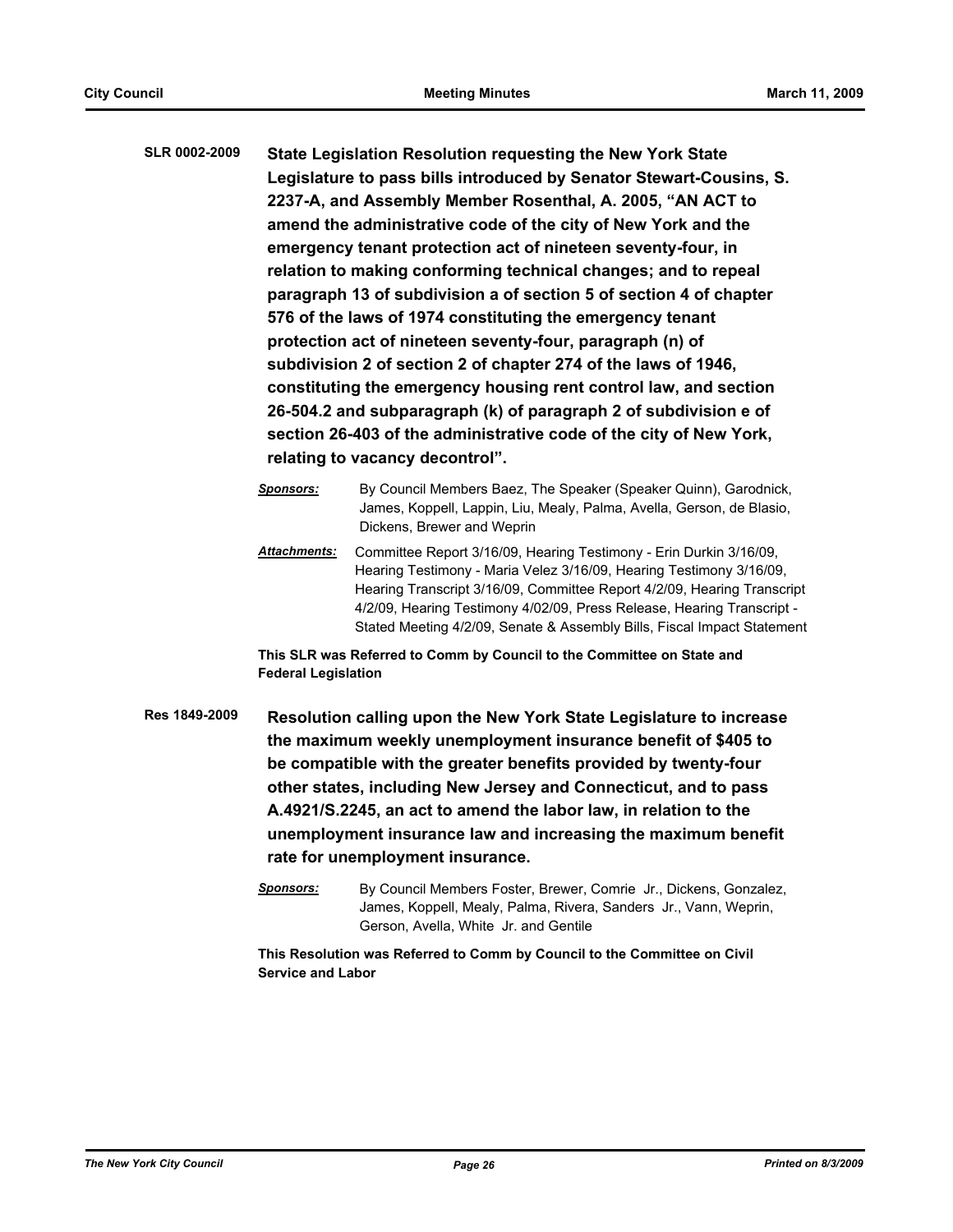**SLR 0002-2009** **State Legislation Resolution requesting the New York State Legislature to pass bills introduced by Senator Stewart-Cousins, S. 2237-A, and Assembly Member Rosenthal, A. 2005, "AN ACT to amend the administrative code of the city of New York and the emergency tenant protection act of nineteen seventy-four, in relation to making conforming technical changes; and to repeal paragraph 13 of subdivision a of section 5 of section 4 of chapter 576 of the laws of 1974 constituting the emergency tenant protection act of nineteen seventy-four, paragraph (n) of subdivision 2 of section 2 of chapter 274 of the laws of 1946, constituting the emergency housing rent control law, and section 26-504.2 and subparagraph (k) of paragraph 2 of subdivision e of section 26-403 of the administrative code of the city of New York, relating to vacancy decontrol".**

***Sponsors:*** By Council Members Baez, The Speaker (Speaker Quinn), Garodnick, James, Koppell, Lappin, Liu, Mealy, Palma, Avella, Gerson, de Blasio, Dickens, Brewer and Weprin

***Attachments:*** Committee Report 3/16/09, Hearing Testimony - Erin Durkin 3/16/09, Hearing Testimony - Maria Velez 3/16/09, Hearing Testimony 3/16/09, Hearing Transcript 3/16/09, Committee Report 4/2/09, Hearing Transcript 4/2/09, Hearing Testimony 4/02/09, Press Release, Hearing Transcript - Stated Meeting 4/2/09, Senate & Assembly Bills, Fiscal Impact Statement

**This SLR was Referred to Comm by Council to the Committee on State and Federal Legislation**

**Res 1849-2009** **Resolution calling upon the New York State Legislature to increase the maximum weekly unemployment insurance benefit of $405 to be compatible with the greater benefits provided by twenty-four other states, including New Jersey and Connecticut, and to pass A.4921/S.2245, an act to amend the labor law, in relation to the unemployment insurance law and increasing the maximum benefit rate for unemployment insurance.**

***Sponsors:*** By Council Members Foster, Brewer, Comrie Jr., Dickens, Gonzalez, James, Koppell, Mealy, Palma, Rivera, Sanders Jr., Vann, Weprin, Gerson, Avella, White Jr. and Gentile

**This Resolution was Referred to Comm by Council to the Committee on Civil Service and Labor**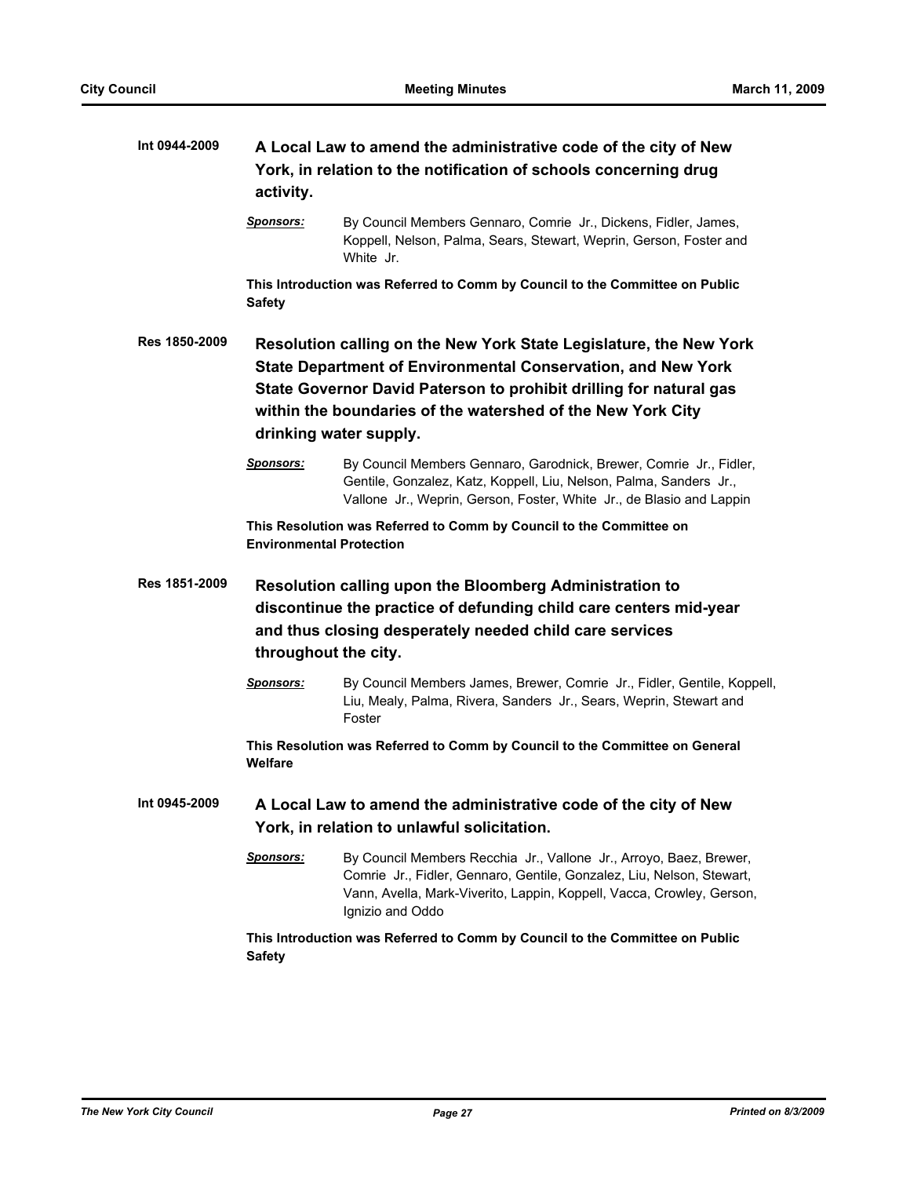**Int 0944-2009** **A Local Law to amend the administrative code of the city of New York, in relation to the notification of schools concerning drug activity.**

*Sponsors:* By Council Members Gennaro, Comrie Jr., Dickens, Fidler, James, Koppell, Nelson, Palma, Sears, Stewart, Weprin, Gerson, Foster and White Jr.

**This Introduction was Referred to Comm by Council to the Committee on Public Safety**

**Res 1850-2009** **Resolution calling on the New York State Legislature, the New York State Department of Environmental Conservation, and New York State Governor David Paterson to prohibit drilling for natural gas within the boundaries of the watershed of the New York City drinking water supply.**

*Sponsors:* By Council Members Gennaro, Garodnick, Brewer, Comrie Jr., Fidler, Gentile, Gonzalez, Katz, Koppell, Liu, Nelson, Palma, Sanders Jr., Vallone Jr., Weprin, Gerson, Foster, White Jr., de Blasio and Lappin

**This Resolution was Referred to Comm by Council to the Committee on Environmental Protection**

**Res 1851-2009** **Resolution calling upon the Bloomberg Administration to discontinue the practice of defunding child care centers mid-year and thus closing desperately needed child care services throughout the city.**

*Sponsors:* By Council Members James, Brewer, Comrie Jr., Fidler, Gentile, Koppell, Liu, Mealy, Palma, Rivera, Sanders Jr., Sears, Weprin, Stewart and Foster

**This Resolution was Referred to Comm by Council to the Committee on General Welfare**

**Int 0945-2009** **A Local Law to amend the administrative code of the city of New York, in relation to unlawful solicitation.**

*Sponsors:* By Council Members Recchia Jr., Vallone Jr., Arroyo, Baez, Brewer, Comrie Jr., Fidler, Gennaro, Gentile, Gonzalez, Liu, Nelson, Stewart, Vann, Avella, Mark-Viverito, Lappin, Koppell, Vacca, Crowley, Gerson, Ignizio and Oddo

**This Introduction was Referred to Comm by Council to the Committee on Public Safety**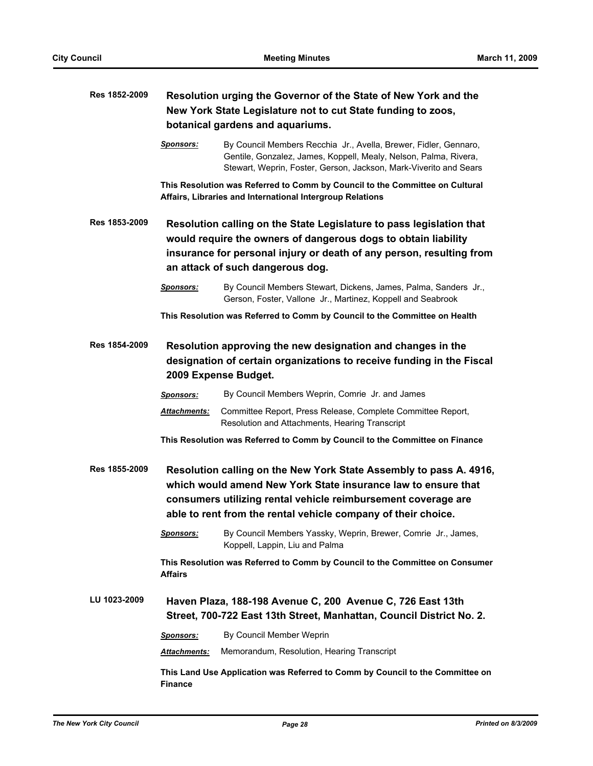**Res 1852-2009** **Resolution urging the Governor of the State of New York and the New York State Legislature not to cut State funding to zoos, botanical gardens and aquariums.**

***Sponsors:*** By Council Members Recchia Jr., Avella, Brewer, Fidler, Gennaro, Gentile, Gonzalez, James, Koppell, Mealy, Nelson, Palma, Rivera, Stewart, Weprin, Foster, Gerson, Jackson, Mark-Viverito and Sears

**This Resolution was Referred to Comm by Council to the Committee on Cultural Affairs, Libraries and International Intergroup Relations**

**Res 1853-2009** **Resolution calling on the State Legislature to pass legislation that would require the owners of dangerous dogs to obtain liability insurance for personal injury or death of any person, resulting from an attack of such dangerous dog.**

***Sponsors:*** By Council Members Stewart, Dickens, James, Palma, Sanders Jr., Gerson, Foster, Vallone Jr., Martinez, Koppell and Seabrook

**This Resolution was Referred to Comm by Council to the Committee on Health**

**Res 1854-2009** **Resolution approving the new designation and changes in the designation of certain organizations to receive funding in the Fiscal 2009 Expense Budget.**

***Sponsors:*** By Council Members Weprin, Comrie Jr. and James

***Attachments:*** Committee Report, Press Release, Complete Committee Report, Resolution and Attachments, Hearing Transcript

**This Resolution was Referred to Comm by Council to the Committee on Finance**

**Res 1855-2009** **Resolution calling on the New York State Assembly to pass A. 4916, which would amend New York State insurance law to ensure that consumers utilizing rental vehicle reimbursement coverage are able to rent from the rental vehicle company of their choice.**

***Sponsors:*** By Council Members Yassky, Weprin, Brewer, Comrie Jr., James, Koppell, Lappin, Liu and Palma

**This Resolution was Referred to Comm by Council to the Committee on Consumer Affairs**

**LU 1023-2009** **Haven Plaza, 188-198 Avenue C, 200 Avenue C, 726 East 13th Street, 700-722 East 13th Street, Manhattan, Council District No. 2.**

***Sponsors:*** By Council Member Weprin

***Attachments:*** Memorandum, Resolution, Hearing Transcript

**This Land Use Application was Referred to Comm by Council to the Committee on Finance**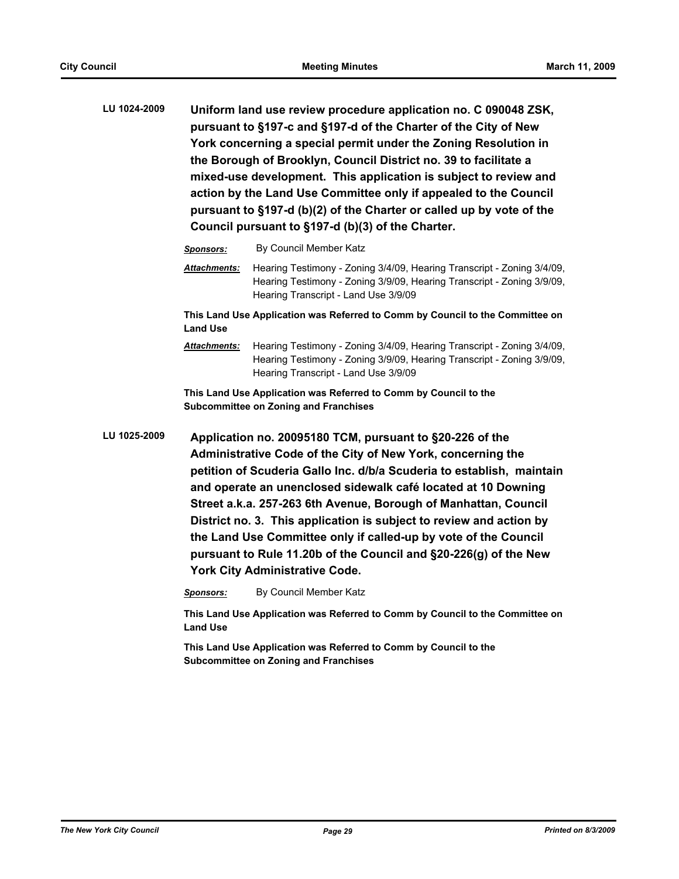**LU 1024-2009** **Uniform land use review procedure application no. C 090048 ZSK, pursuant to §197-c and §197-d of the Charter of the City of New York concerning a special permit under the Zoning Resolution in the Borough of Brooklyn, Council District no. 39 to facilitate a mixed-use development. This application is subject to review and action by the Land Use Committee only if appealed to the Council pursuant to §197-d (b)(2) of the Charter or called up by vote of the Council pursuant to §197-d (b)(3) of the Charter.**

***Sponsors:*** By Council Member Katz

***Attachments:*** Hearing Testimony - Zoning 3/4/09, Hearing Transcript - Zoning 3/4/09, Hearing Testimony - Zoning 3/9/09, Hearing Transcript - Zoning 3/9/09, Hearing Transcript - Land Use 3/9/09

**This Land Use Application was Referred to Comm by Council to the Committee on Land Use**

***Attachments:*** Hearing Testimony - Zoning 3/4/09, Hearing Transcript - Zoning 3/4/09, Hearing Testimony - Zoning 3/9/09, Hearing Transcript - Zoning 3/9/09, Hearing Transcript - Land Use 3/9/09

**This Land Use Application was Referred to Comm by Council to the Subcommittee on Zoning and Franchises**

**LU 1025-2009** **Application no. 20095180 TCM, pursuant to §20-226 of the Administrative Code of the City of New York, concerning the petition of Scuderia Gallo Inc. d/b/a Scuderia to establish, maintain and operate an unenclosed sidewalk café located at 10 Downing Street a.k.a. 257-263 6th Avenue, Borough of Manhattan, Council District no. 3. This application is subject to review and action by the Land Use Committee only if called-up by vote of the Council pursuant to Rule 11.20b of the Council and §20-226(g) of the New York City Administrative Code.**

***Sponsors:*** By Council Member Katz

**This Land Use Application was Referred to Comm by Council to the Committee on Land Use**

**This Land Use Application was Referred to Comm by Council to the Subcommittee on Zoning and Franchises**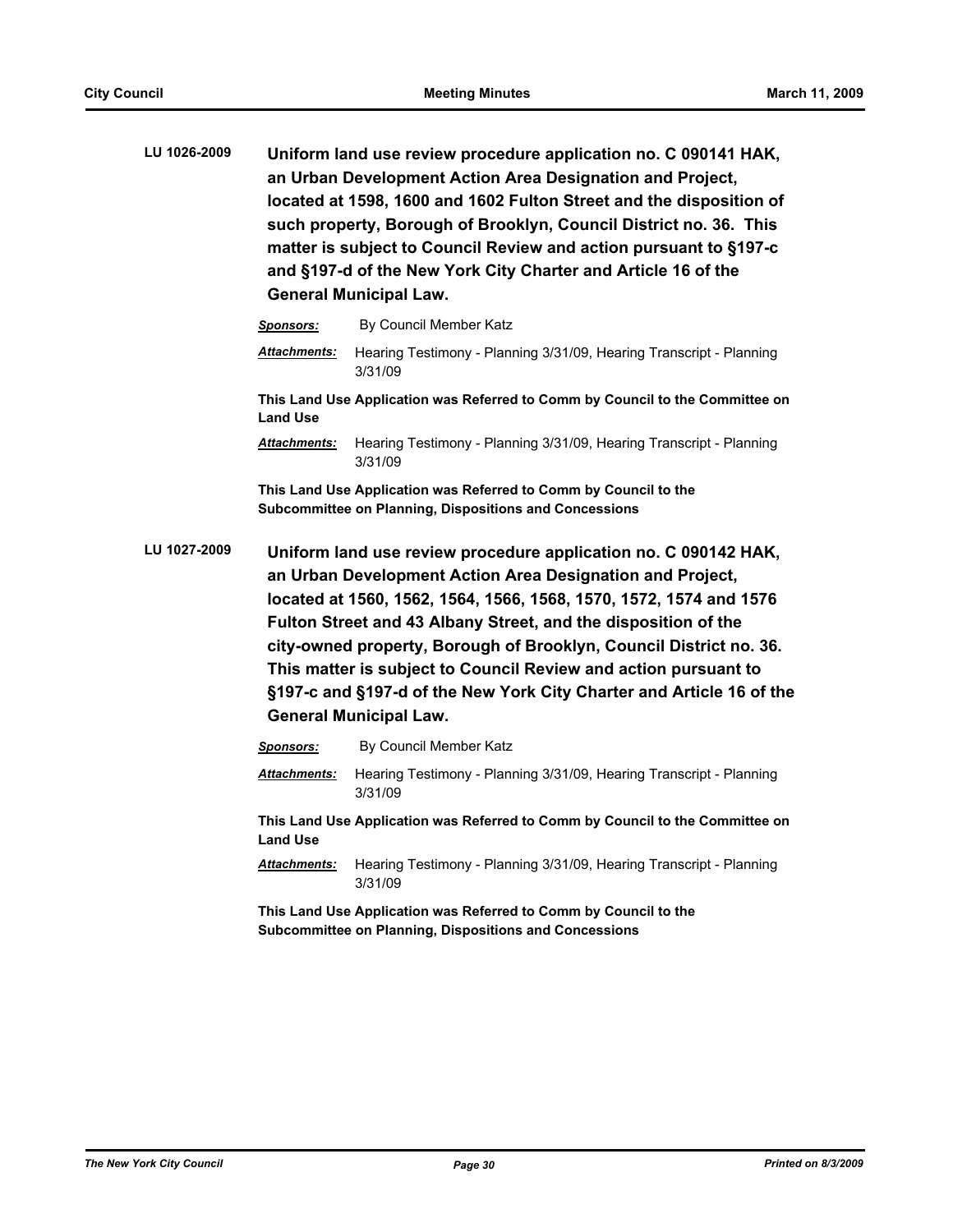**LU 1026-2009** **Uniform land use review procedure application no. C 090141 HAK, an Urban Development Action Area Designation and Project, located at 1598, 1600 and 1602 Fulton Street and the disposition of such property, Borough of Brooklyn, Council District no. 36. This matter is subject to Council Review and action pursuant to §197-c and §197-d of the New York City Charter and Article 16 of the General Municipal Law.**

***Sponsors:*** By Council Member Katz

***Attachments:*** Hearing Testimony - Planning 3/31/09, Hearing Transcript - Planning 3/31/09

**This Land Use Application was Referred to Comm by Council to the Committee on Land Use**

***Attachments:*** Hearing Testimony - Planning 3/31/09, Hearing Transcript - Planning 3/31/09

**This Land Use Application was Referred to Comm by Council to the Subcommittee on Planning, Dispositions and Concessions**

**LU 1027-2009** **Uniform land use review procedure application no. C 090142 HAK, an Urban Development Action Area Designation and Project, located at 1560, 1562, 1564, 1566, 1568, 1570, 1572, 1574 and 1576 Fulton Street and 43 Albany Street, and the disposition of the city-owned property, Borough of Brooklyn, Council District no. 36. This matter is subject to Council Review and action pursuant to §197-c and §197-d of the New York City Charter and Article 16 of the General Municipal Law.**

***Sponsors:*** By Council Member Katz

***Attachments:*** Hearing Testimony - Planning 3/31/09, Hearing Transcript - Planning 3/31/09

**This Land Use Application was Referred to Comm by Council to the Committee on Land Use**

***Attachments:*** Hearing Testimony - Planning 3/31/09, Hearing Transcript - Planning 3/31/09

**This Land Use Application was Referred to Comm by Council to the Subcommittee on Planning, Dispositions and Concessions**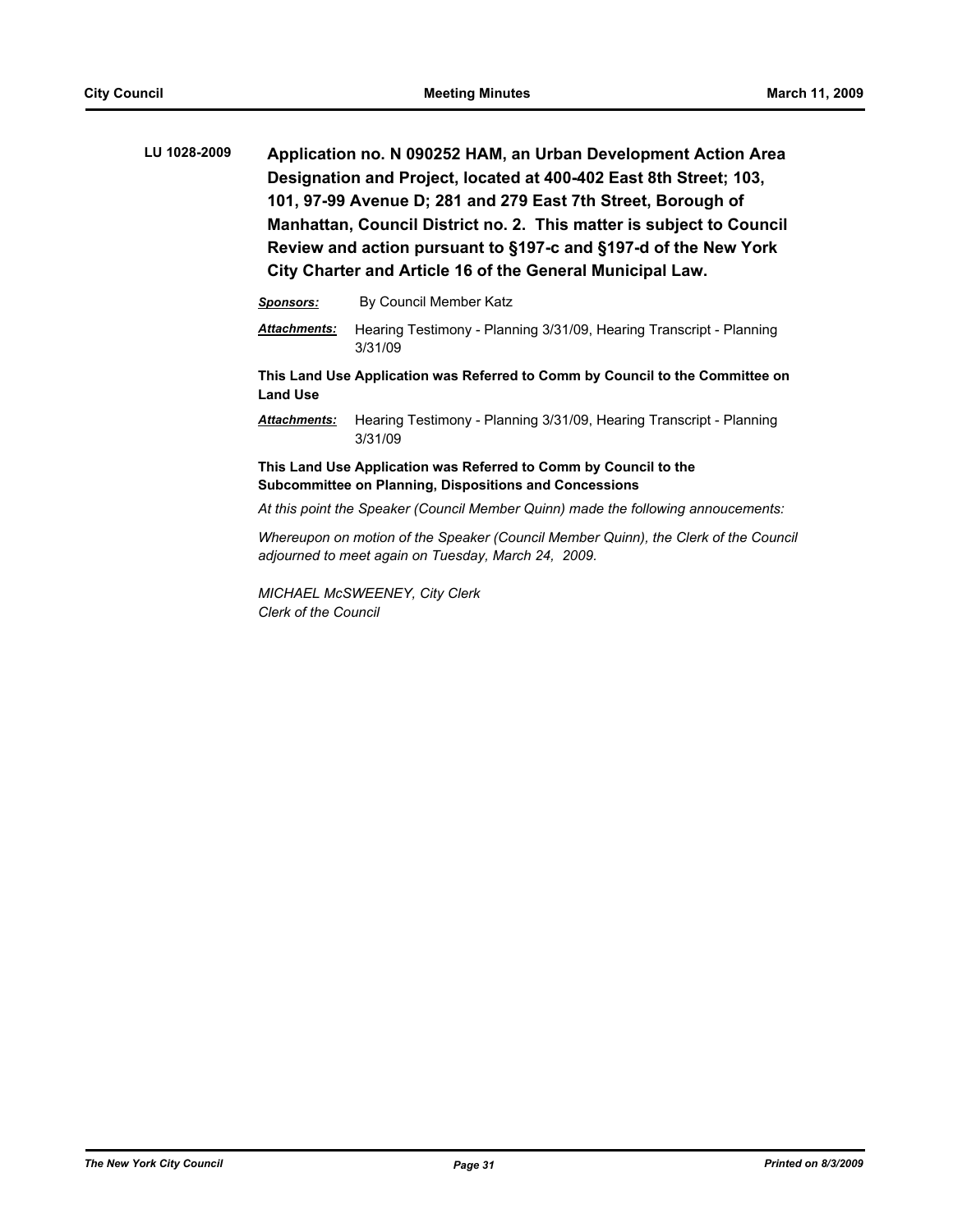**LU 1028-2009** **Application no. N 090252 HAM, an Urban Development Action Area Designation and Project, located at 400-402 East 8th Street; 103, 101, 97-99 Avenue D; 281 and 279 East 7th Street, Borough of Manhattan, Council District no. 2. This matter is subject to Council Review and action pursuant to §197-c and §197-d of the New York City Charter and Article 16 of the General Municipal Law.**

***Sponsors:*** By Council Member Katz

***Attachments:*** Hearing Testimony - Planning 3/31/09, Hearing Transcript - Planning 3/31/09

**This Land Use Application was Referred to Comm by Council to the Committee on Land Use**

***Attachments:*** Hearing Testimony - Planning 3/31/09, Hearing Transcript - Planning 3/31/09

**This Land Use Application was Referred to Comm by Council to the Subcommittee on Planning, Dispositions and Concessions**

*At this point the Speaker (Council Member Quinn) made the following annoucements:*

*Whereupon on motion of the Speaker (Council Member Quinn), the Clerk of the Council adjourned to meet again on Tuesday, March 24, 2009.*

*MICHAEL McSWEENEY, City Clerk*
*Clerk of the Council*